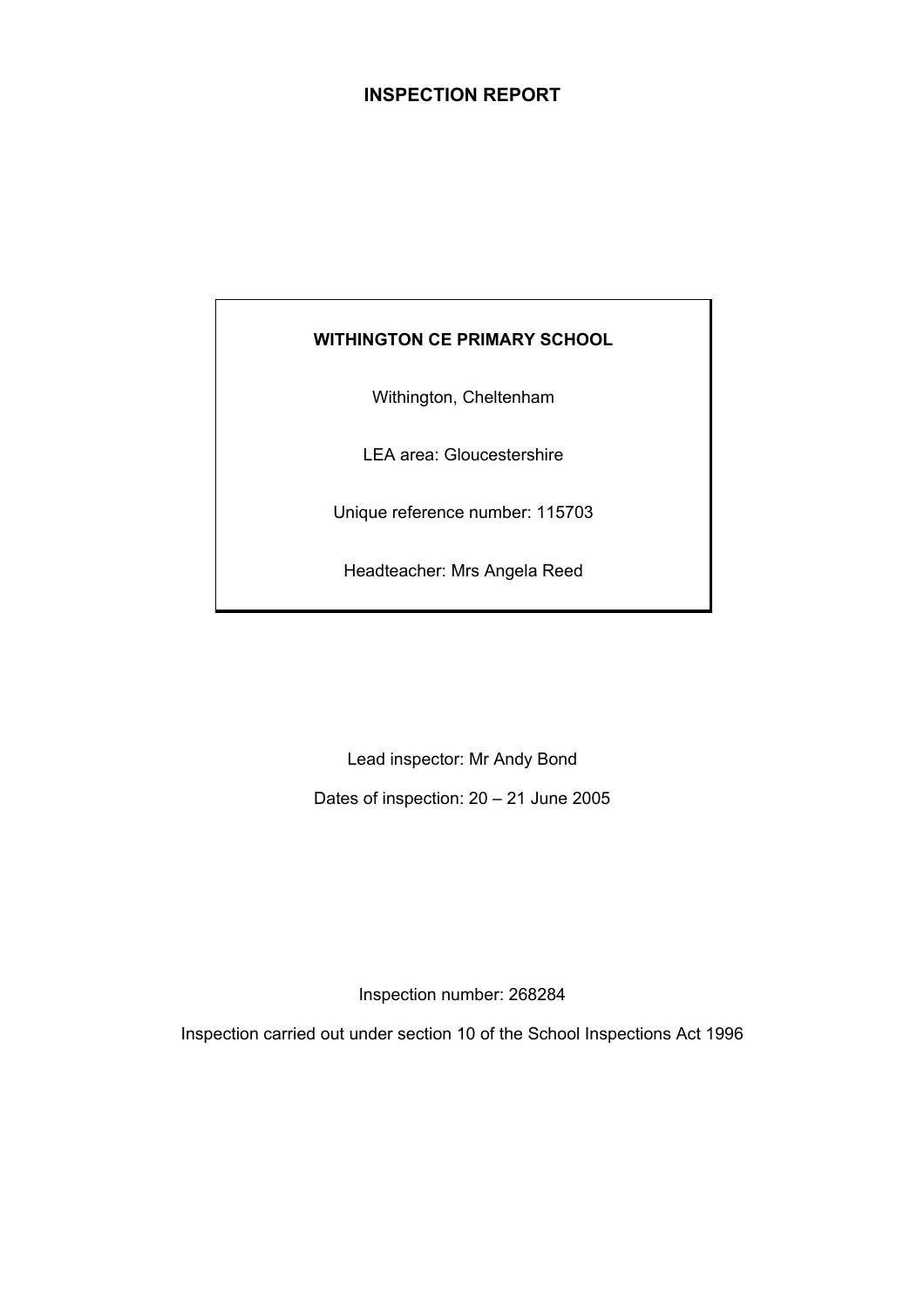# INSPECTION REPORT

**WITHINGTON CE PRIMARY SCHOOL**

Withington, Cheltenham

LEA area: Gloucestershire

Unique reference number: 115703

Headteacher: Mrs Angela Reed

Lead inspector: Mr Andy Bond

Dates of inspection: 20 – 21 June 2005

Inspection number: 268284

Inspection carried out under section 10 of the School Inspections Act 1996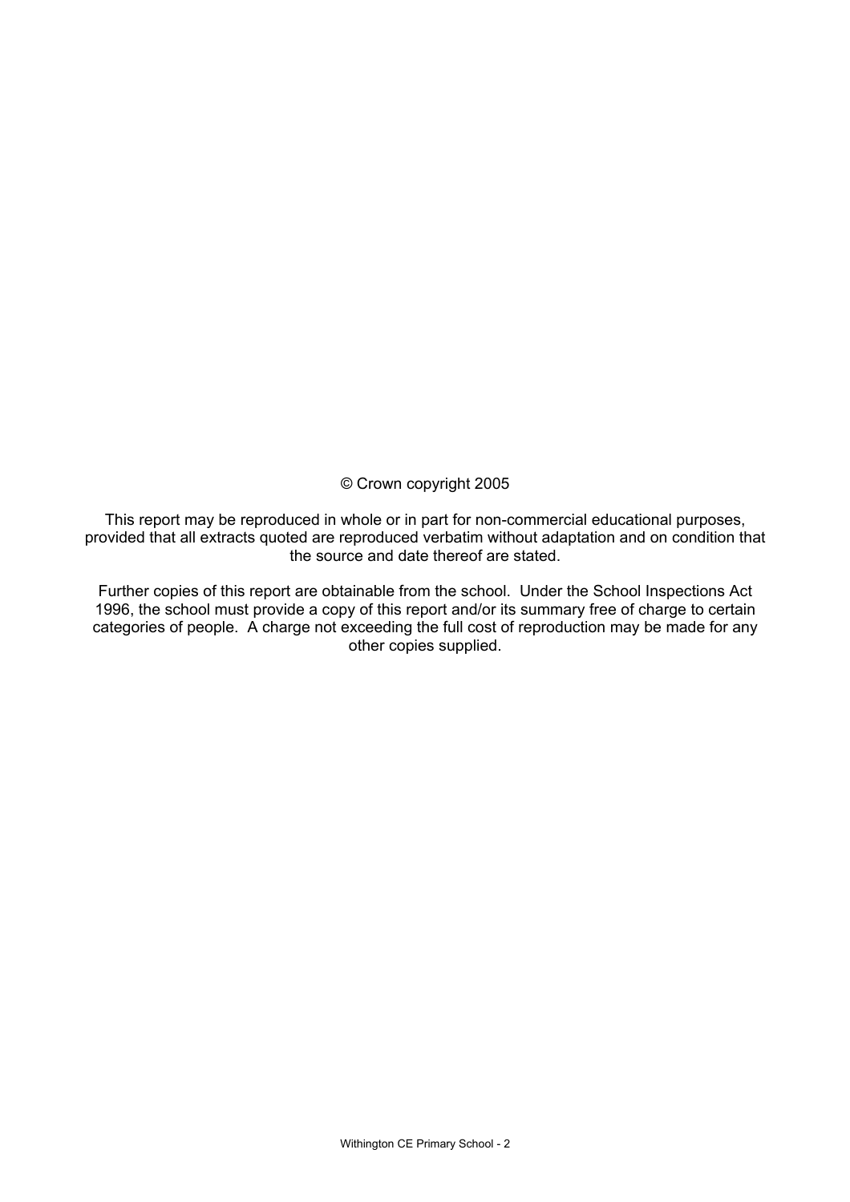© Crown copyright 2005

This report may be reproduced in whole or in part for non-commercial educational purposes, provided that all extracts quoted are reproduced verbatim without adaptation and on condition that the source and date thereof are stated.

Further copies of this report are obtainable from the school. Under the School Inspections Act 1996, the school must provide a copy of this report and/or its summary free of charge to certain categories of people. A charge not exceeding the full cost of reproduction may be made for any other copies supplied.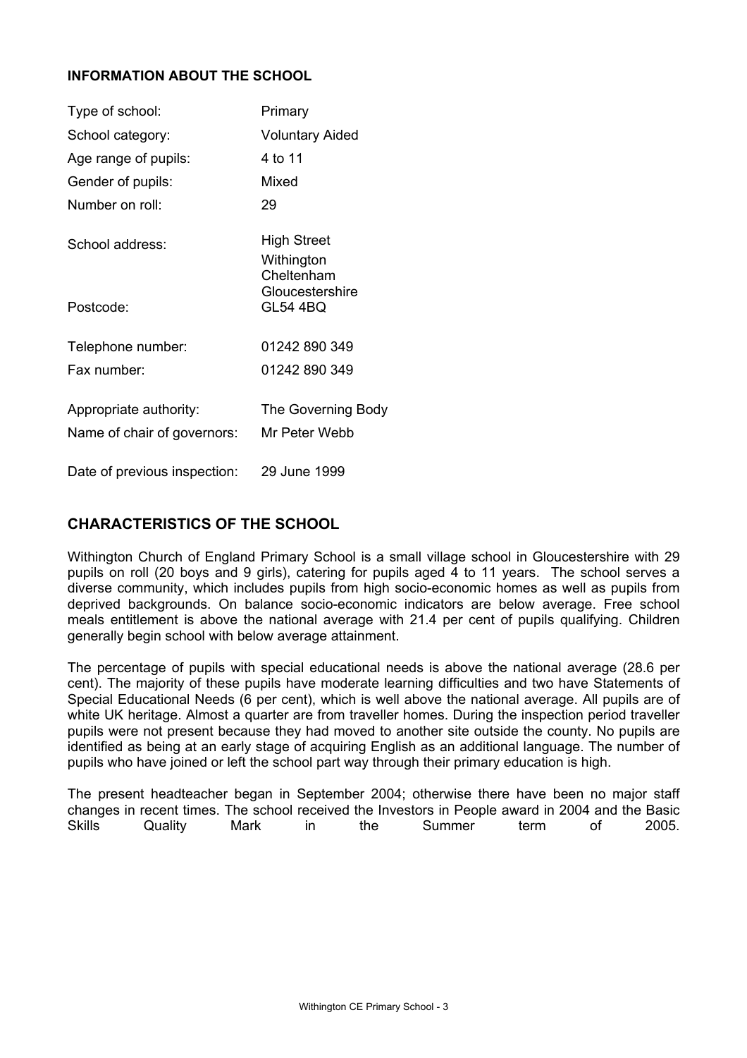## INFORMATION ABOUT THE SCHOOL

| | |
|---|---|
| Type of school: | Primary |
| School category: | Voluntary Aided |
| Age range of pupils: | 4 to 11 |
| Gender of pupils: | Mixed |
| Number on roll: | 29 |
| School address: | High Street<br>Withington<br>Cheltenham<br>Gloucestershire |
| Postcode: | GL54 4BQ |
| Telephone number: | 01242 890 349 |
| Fax number: | 01242 890 349 |
| Appropriate authority: | The Governing Body |
| Name of chair of governors: | Mr Peter Webb |
| Date of previous inspection: | 29 June 1999 |

## CHARACTERISTICS OF THE SCHOOL

Withington Church of England Primary School is a small village school in Gloucestershire with 29 pupils on roll (20 boys and 9 girls), catering for pupils aged 4 to 11 years. The school serves a diverse community, which includes pupils from high socio-economic homes as well as pupils from deprived backgrounds. On balance socio-economic indicators are below average. Free school meals entitlement is above the national average with 21.4 per cent of pupils qualifying. Children generally begin school with below average attainment.

The percentage of pupils with special educational needs is above the national average (28.6 per cent). The majority of these pupils have moderate learning difficulties and two have Statements of Special Educational Needs (6 per cent), which is well above the national average. All pupils are of white UK heritage. Almost a quarter are from traveller homes. During the inspection period traveller pupils were not present because they had moved to another site outside the county. No pupils are identified as being at an early stage of acquiring English as an additional language. The number of pupils who have joined or left the school part way through their primary education is high.

The present headteacher began in September 2004; otherwise there have been no major staff changes in recent times. The school received the Investors in People award in 2004 and the Basic Skills Quality Mark in the Summer term of 2005.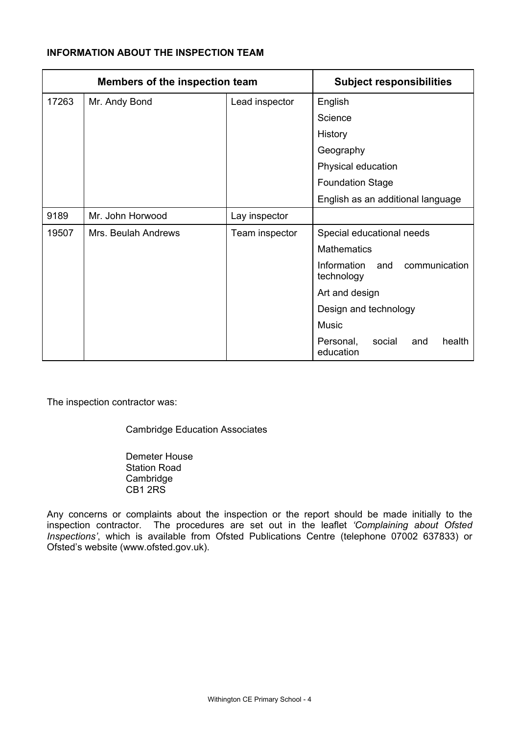**INFORMATION ABOUT THE INSPECTION TEAM**

| Members of the inspection team | | | Subject responsibilities |
|---|---|---|---|
| 17263 | Mr. Andy Bond | Lead inspector | English |
| | | | Science |
| | | | History |
| | | | Geography |
| | | | Physical education |
| | | | Foundation Stage |
| | | | English as an additional language |
| 9189 | Mr. John Horwood | Lay inspector | |
| 19507 | Mrs. Beulah Andrews | Team inspector | Special educational needs |
| | | | Mathematics |
| | | | Information and communication technology |
| | | | Art and design |
| | | | Design and technology |
| | | | Music |
| | | | Personal, social and health education |

The inspection contractor was:

Cambridge Education Associates

Demeter House
Station Road
Cambridge
CB1 2RS

Any concerns or complaints about the inspection or the report should be made initially to the inspection contractor. The procedures are set out in the leaflet *'Complaining about Ofsted Inspections'*, which is available from Ofsted Publications Centre (telephone 07002 637833) or Ofsted's website (www.ofsted.gov.uk).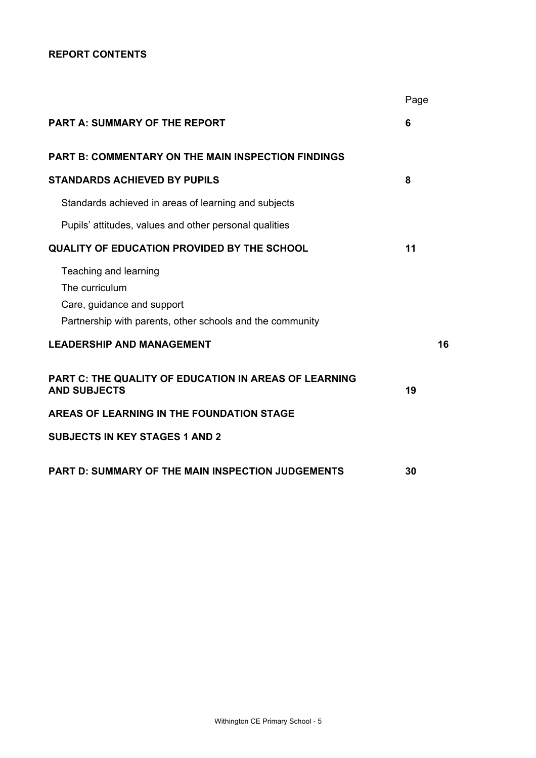**REPORT CONTENTS**

| | Page |
|---|---|
| **PART A: SUMMARY OF THE REPORT** | **6** |
| **PART B: COMMENTARY ON THE MAIN INSPECTION FINDINGS** | |
| **STANDARDS ACHIEVED BY PUPILS** | **8** |
| Standards achieved in areas of learning and subjects | |
| Pupils' attitudes, values and other personal qualities | |
| **QUALITY OF EDUCATION PROVIDED BY THE SCHOOL** | **11** |
| Teaching and learning<br>The curriculum<br>Care, guidance and support<br>Partnership with parents, other schools and the community | |
| **LEADERSHIP AND MANAGEMENT** | **16** |
| **PART C: THE QUALITY OF EDUCATION IN AREAS OF LEARNING AND SUBJECTS** | **19** |
| **AREAS OF LEARNING IN THE FOUNDATION STAGE** | |
| **SUBJECTS IN KEY STAGES 1 AND 2** | |
| **PART D: SUMMARY OF THE MAIN INSPECTION JUDGEMENTS** | **30** |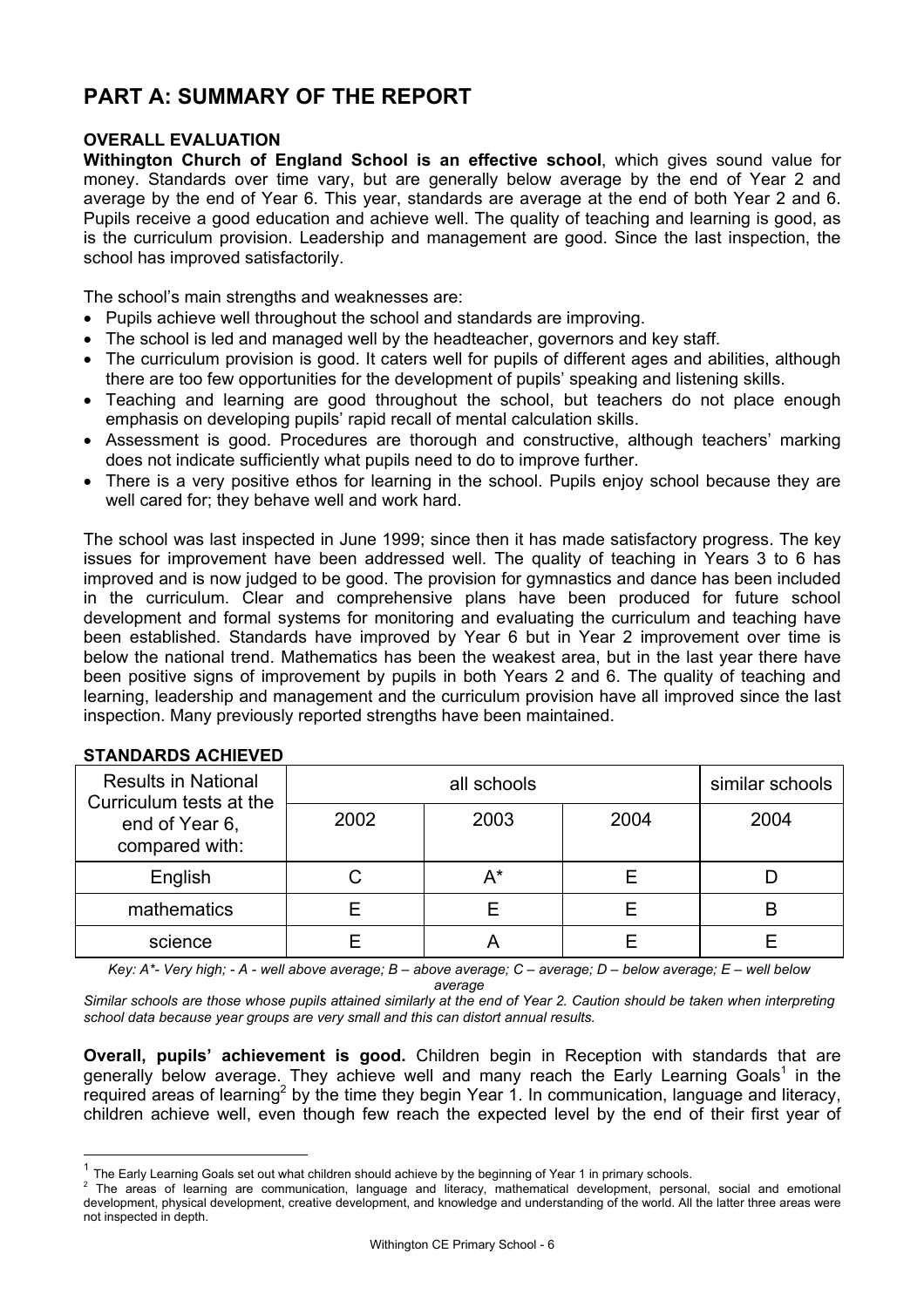# PART A: SUMMARY OF THE REPORT

## OVERALL EVALUATION

**Withington Church of England School is an effective school**, which gives sound value for money. Standards over time vary, but are generally below average by the end of Year 2 and average by the end of Year 6. This year, standards are average at the end of both Year 2 and 6. Pupils receive a good education and achieve well. The quality of teaching and learning is good, as is the curriculum provision. Leadership and management are good. Since the last inspection, the school has improved satisfactorily.

The school's main strengths and weaknesses are:

- Pupils achieve well throughout the school and standards are improving.
- The school is led and managed well by the headteacher, governors and key staff.
- The curriculum provision is good. It caters well for pupils of different ages and abilities, although there are too few opportunities for the development of pupils' speaking and listening skills.
- Teaching and learning are good throughout the school, but teachers do not place enough emphasis on developing pupils' rapid recall of mental calculation skills.
- Assessment is good. Procedures are thorough and constructive, although teachers' marking does not indicate sufficiently what pupils need to do to improve further.
- There is a very positive ethos for learning in the school. Pupils enjoy school because they are well cared for; they behave well and work hard.

The school was last inspected in June 1999; since then it has made satisfactory progress. The key issues for improvement have been addressed well. The quality of teaching in Years 3 to 6 has improved and is now judged to be good. The provision for gymnastics and dance has been included in the curriculum. Clear and comprehensive plans have been produced for future school development and formal systems for monitoring and evaluating the curriculum and teaching have been established. Standards have improved by Year 6 but in Year 2 improvement over time is below the national trend. Mathematics has been the weakest area, but in the last year there have been positive signs of improvement by pupils in both Years 2 and 6. The quality of teaching and learning, leadership and management and the curriculum provision have all improved since the last inspection. Many previously reported strengths have been maintained.

## STANDARDS ACHIEVED

| Results in National Curriculum tests at the end of Year 6, compared with: | all schools | | | similar schools |
|---|---|---|---|---|
| | 2002 | 2003 | 2004 | 2004 |
| English | C | A* | E | D |
| mathematics | E | E | E | B |
| science | E | A | E | E |

*Key: A\*- Very high; - A - well above average; B – above average; C – average; D – below average; E – well below average*

*Similar schools are those whose pupils attained similarly at the end of Year 2. Caution should be taken when interpreting school data because year groups are very small and this can distort annual results.*

**Overall, pupils' achievement is good.** Children begin in Reception with standards that are generally below average. They achieve well and many reach the Early Learning Goals[1] in the required areas of learning[2] by the time they begin Year 1. In communication, language and literacy, children achieve well, even though few reach the expected level by the end of their first year of

---

[1] The Early Learning Goals set out what children should achieve by the beginning of Year 1 in primary schools.

[2] The areas of learning are communication, language and literacy, mathematical development, personal, social and emotional development, physical development, creative development, and knowledge and understanding of the world. All the latter three areas were not inspected in depth.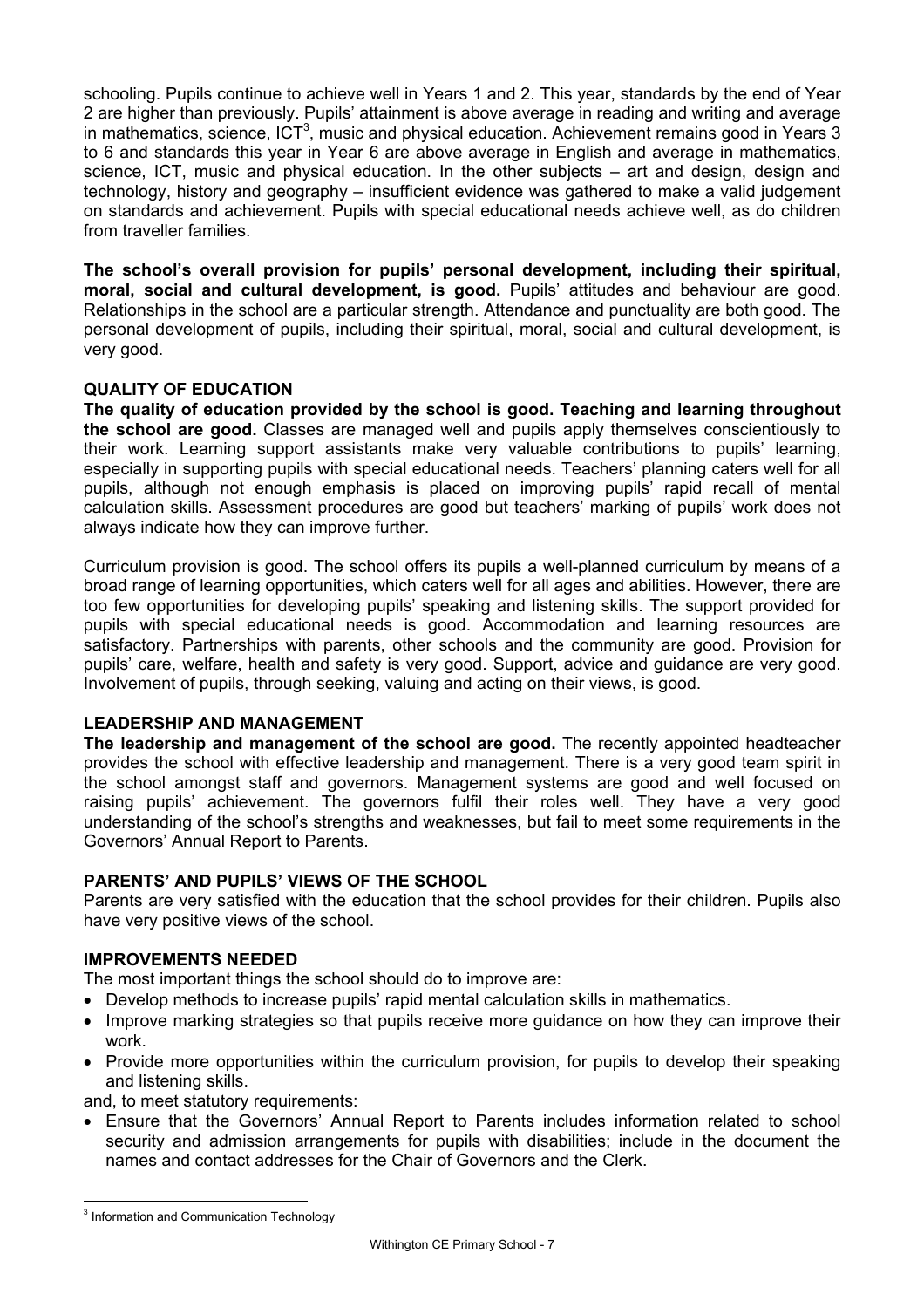schooling. Pupils continue to achieve well in Years 1 and 2. This year, standards by the end of Year 2 are higher than previously. Pupils' attainment is above average in reading and writing and average in mathematics, science, ICT[3], music and physical education. Achievement remains good in Years 3 to 6 and standards this year in Year 6 are above average in English and average in mathematics, science, ICT, music and physical education. In the other subjects – art and design, design and technology, history and geography – insufficient evidence was gathered to make a valid judgement on standards and achievement. Pupils with special educational needs achieve well, as do children from traveller families.

**The school's overall provision for pupils' personal development, including their spiritual, moral, social and cultural development, is good.** Pupils' attitudes and behaviour are good. Relationships in the school are a particular strength. Attendance and punctuality are both good. The personal development of pupils, including their spiritual, moral, social and cultural development, is very good.

## QUALITY OF EDUCATION

**The quality of education provided by the school is good. Teaching and learning throughout the school are good.** Classes are managed well and pupils apply themselves conscientiously to their work. Learning support assistants make very valuable contributions to pupils' learning, especially in supporting pupils with special educational needs. Teachers' planning caters well for all pupils, although not enough emphasis is placed on improving pupils' rapid recall of mental calculation skills. Assessment procedures are good but teachers' marking of pupils' work does not always indicate how they can improve further.

Curriculum provision is good. The school offers its pupils a well-planned curriculum by means of a broad range of learning opportunities, which caters well for all ages and abilities. However, there are too few opportunities for developing pupils' speaking and listening skills. The support provided for pupils with special educational needs is good. Accommodation and learning resources are satisfactory. Partnerships with parents, other schools and the community are good. Provision for pupils' care, welfare, health and safety is very good. Support, advice and guidance are very good. Involvement of pupils, through seeking, valuing and acting on their views, is good.

## LEADERSHIP AND MANAGEMENT

**The leadership and management of the school are good.** The recently appointed headteacher provides the school with effective leadership and management. There is a very good team spirit in the school amongst staff and governors. Management systems are good and well focused on raising pupils' achievement. The governors fulfil their roles well. They have a very good understanding of the school's strengths and weaknesses, but fail to meet some requirements in the Governors' Annual Report to Parents.

## PARENTS' AND PUPILS' VIEWS OF THE SCHOOL

Parents are very satisfied with the education that the school provides for their children. Pupils also have very positive views of the school.

## IMPROVEMENTS NEEDED

The most important things the school should do to improve are:

- Develop methods to increase pupils' rapid mental calculation skills in mathematics.
- Improve marking strategies so that pupils receive more guidance on how they can improve their work.
- Provide more opportunities within the curriculum provision, for pupils to develop their speaking and listening skills.

and, to meet statutory requirements:

- Ensure that the Governors' Annual Report to Parents includes information related to school security and admission arrangements for pupils with disabilities; include in the document the names and contact addresses for the Chair of Governors and the Clerk.

---

[3] Information and Communication Technology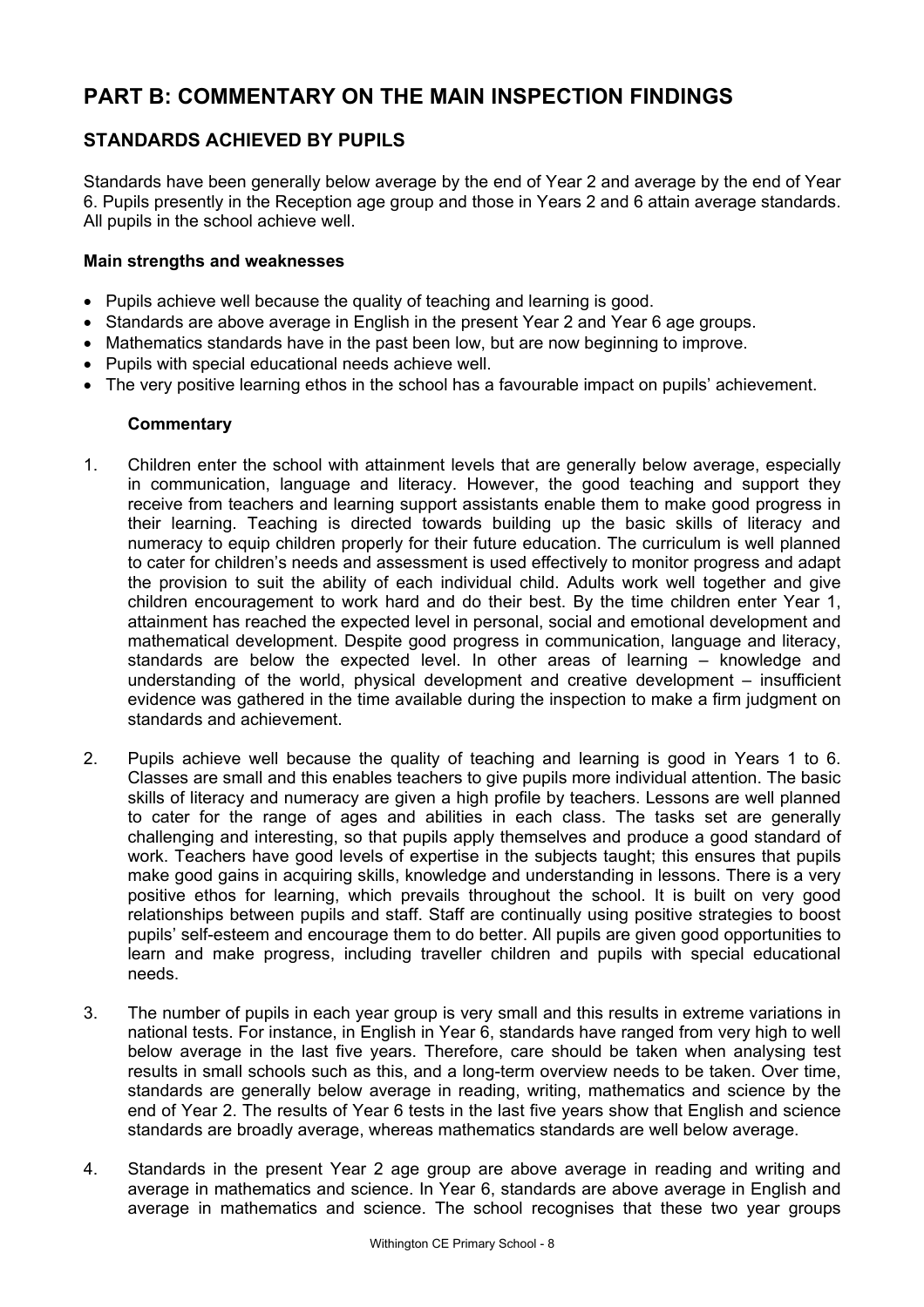# PART B: COMMENTARY ON THE MAIN INSPECTION FINDINGS

## STANDARDS ACHIEVED BY PUPILS

Standards have been generally below average by the end of Year 2 and average by the end of Year 6. Pupils presently in the Reception age group and those in Years 2 and 6 attain average standards. All pupils in the school achieve well.

**Main strengths and weaknesses**

- Pupils achieve well because the quality of teaching and learning is good.
- Standards are above average in English in the present Year 2 and Year 6 age groups.
- Mathematics standards have in the past been low, but are now beginning to improve.
- Pupils with special educational needs achieve well.
- The very positive learning ethos in the school has a favourable impact on pupils' achievement.

**Commentary**

1. Children enter the school with attainment levels that are generally below average, especially in communication, language and literacy. However, the good teaching and support they receive from teachers and learning support assistants enable them to make good progress in their learning. Teaching is directed towards building up the basic skills of literacy and numeracy to equip children properly for their future education. The curriculum is well planned to cater for children's needs and assessment is used effectively to monitor progress and adapt the provision to suit the ability of each individual child. Adults work well together and give children encouragement to work hard and do their best. By the time children enter Year 1, attainment has reached the expected level in personal, social and emotional development and mathematical development. Despite good progress in communication, language and literacy, standards are below the expected level. In other areas of learning – knowledge and understanding of the world, physical development and creative development – insufficient evidence was gathered in the time available during the inspection to make a firm judgment on standards and achievement.

2. Pupils achieve well because the quality of teaching and learning is good in Years 1 to 6. Classes are small and this enables teachers to give pupils more individual attention. The basic skills of literacy and numeracy are given a high profile by teachers. Lessons are well planned to cater for the range of ages and abilities in each class. The tasks set are generally challenging and interesting, so that pupils apply themselves and produce a good standard of work. Teachers have good levels of expertise in the subjects taught; this ensures that pupils make good gains in acquiring skills, knowledge and understanding in lessons. There is a very positive ethos for learning, which prevails throughout the school. It is built on very good relationships between pupils and staff. Staff are continually using positive strategies to boost pupils' self-esteem and encourage them to do better. All pupils are given good opportunities to learn and make progress, including traveller children and pupils with special educational needs.

3. The number of pupils in each year group is very small and this results in extreme variations in national tests. For instance, in English in Year 6, standards have ranged from very high to well below average in the last five years. Therefore, care should be taken when analysing test results in small schools such as this, and a long-term overview needs to be taken. Over time, standards are generally below average in reading, writing, mathematics and science by the end of Year 2. The results of Year 6 tests in the last five years show that English and science standards are broadly average, whereas mathematics standards are well below average.

4. Standards in the present Year 2 age group are above average in reading and writing and average in mathematics and science. In Year 6, standards are above average in English and average in mathematics and science. The school recognises that these two year groups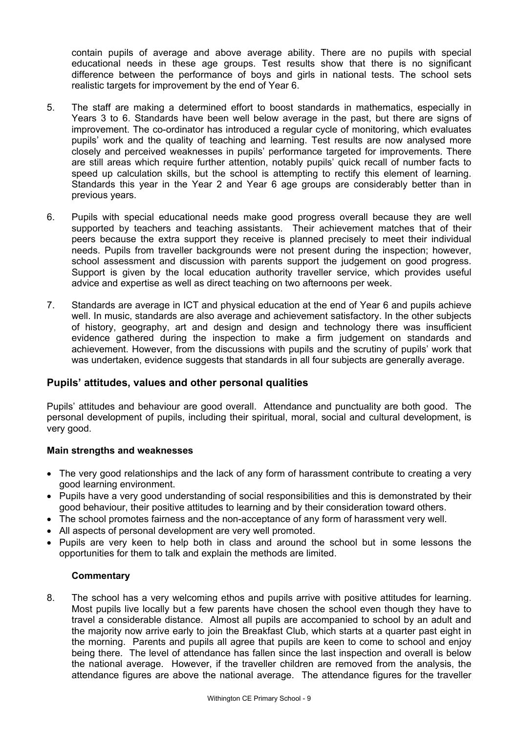contain pupils of average and above average ability. There are no pupils with special educational needs in these age groups. Test results show that there is no significant difference between the performance of boys and girls in national tests. The school sets realistic targets for improvement by the end of Year 6.

5. The staff are making a determined effort to boost standards in mathematics, especially in Years 3 to 6. Standards have been well below average in the past, but there are signs of improvement. The co-ordinator has introduced a regular cycle of monitoring, which evaluates pupils' work and the quality of teaching and learning. Test results are now analysed more closely and perceived weaknesses in pupils' performance targeted for improvements. There are still areas which require further attention, notably pupils' quick recall of number facts to speed up calculation skills, but the school is attempting to rectify this element of learning. Standards this year in the Year 2 and Year 6 age groups are considerably better than in previous years.

6. Pupils with special educational needs make good progress overall because they are well supported by teachers and teaching assistants. Their achievement matches that of their peers because the extra support they receive is planned precisely to meet their individual needs. Pupils from traveller backgrounds were not present during the inspection; however, school assessment and discussion with parents support the judgement on good progress. Support is given by the local education authority traveller service, which provides useful advice and expertise as well as direct teaching on two afternoons per week.

7. Standards are average in ICT and physical education at the end of Year 6 and pupils achieve well. In music, standards are also average and achievement satisfactory. In the other subjects of history, geography, art and design and design and technology there was insufficient evidence gathered during the inspection to make a firm judgement on standards and achievement. However, from the discussions with pupils and the scrutiny of pupils' work that was undertaken, evidence suggests that standards in all four subjects are generally average.

## Pupils' attitudes, values and other personal qualities

Pupils' attitudes and behaviour are good overall. Attendance and punctuality are both good. The personal development of pupils, including their spiritual, moral, social and cultural development, is very good.

### Main strengths and weaknesses

- The very good relationships and the lack of any form of harassment contribute to creating a very good learning environment.
- Pupils have a very good understanding of social responsibilities and this is demonstrated by their good behaviour, their positive attitudes to learning and by their consideration toward others.
- The school promotes fairness and the non-acceptance of any form of harassment very well.
- All aspects of personal development are very well promoted.
- Pupils are very keen to help both in class and around the school but in some lessons the opportunities for them to talk and explain the methods are limited.

### Commentary

8. The school has a very welcoming ethos and pupils arrive with positive attitudes for learning. Most pupils live locally but a few parents have chosen the school even though they have to travel a considerable distance. Almost all pupils are accompanied to school by an adult and the majority now arrive early to join the Breakfast Club, which starts at a quarter past eight in the morning. Parents and pupils all agree that pupils are keen to come to school and enjoy being there. The level of attendance has fallen since the last inspection and overall is below the national average. However, if the traveller children are removed from the analysis, the attendance figures are above the national average. The attendance figures for the traveller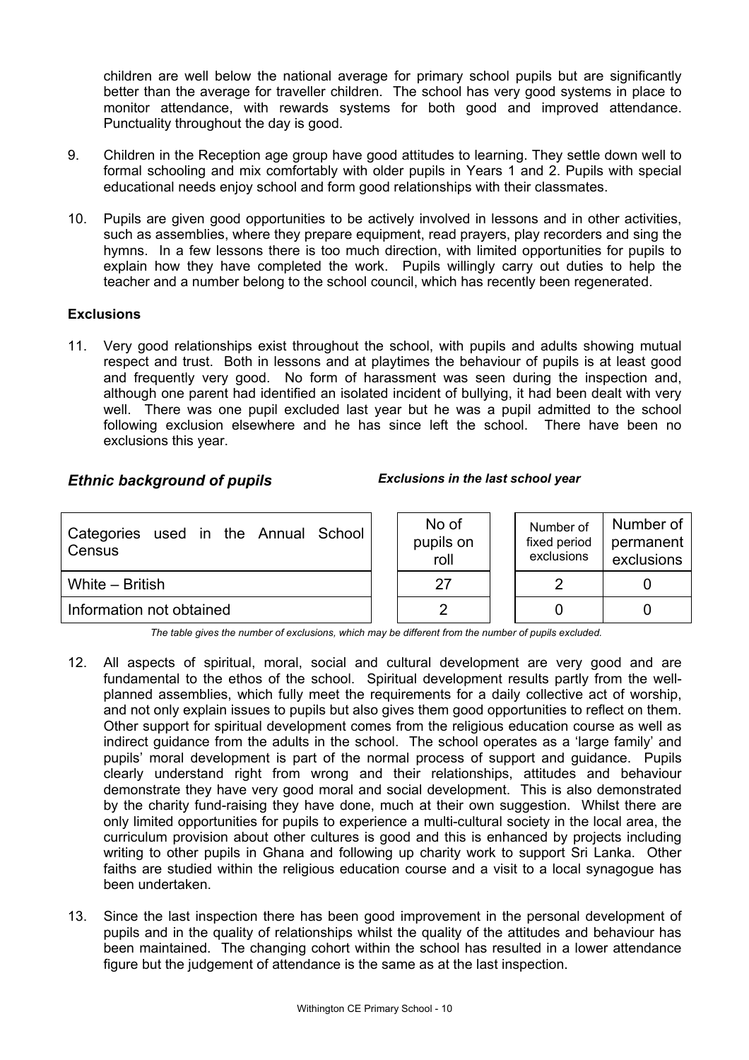children are well below the national average for primary school pupils but are significantly better than the average for traveller children. The school has very good systems in place to monitor attendance, with rewards systems for both good and improved attendance. Punctuality throughout the day is good.

9. Children in the Reception age group have good attitudes to learning. They settle down well to formal schooling and mix comfortably with older pupils in Years 1 and 2. Pupils with special educational needs enjoy school and form good relationships with their classmates.

10. Pupils are given good opportunities to be actively involved in lessons and in other activities, such as assemblies, where they prepare equipment, read prayers, play recorders and sing the hymns. In a few lessons there is too much direction, with limited opportunities for pupils to explain how they have completed the work. Pupils willingly carry out duties to help the teacher and a number belong to the school council, which has recently been regenerated.

**Exclusions**

11. Very good relationships exist throughout the school, with pupils and adults showing mutual respect and trust. Both in lessons and at playtimes the behaviour of pupils is at least good and frequently very good. No form of harassment was seen during the inspection and, although one parent had identified an isolated incident of bullying, it had been dealt with very well. There was one pupil excluded last year but he was a pupil admitted to the school following exclusion elsewhere and he has since left the school. There have been no exclusions this year.

### *Ethnic background of pupils*

***Exclusions in the last school year***

| Categories used in the Annual School Census | No of pupils on roll | Number of fixed period exclusions | Number of permanent exclusions |
|---|---|---|---|
| White – British | 27 | 2 | 0 |
| Information not obtained | 2 | 0 | 0 |

*The table gives the number of exclusions, which may be different from the number of pupils excluded.*

12. All aspects of spiritual, moral, social and cultural development are very good and are fundamental to the ethos of the school. Spiritual development results partly from the well-planned assemblies, which fully meet the requirements for a daily collective act of worship, and not only explain issues to pupils but also gives them good opportunities to reflect on them. Other support for spiritual development comes from the religious education course as well as indirect guidance from the adults in the school. The school operates as a 'large family' and pupils' moral development is part of the normal process of support and guidance. Pupils clearly understand right from wrong and their relationships, attitudes and behaviour demonstrate they have very good moral and social development. This is also demonstrated by the charity fund-raising they have done, much at their own suggestion. Whilst there are only limited opportunities for pupils to experience a multi-cultural society in the local area, the curriculum provision about other cultures is good and this is enhanced by projects including writing to other pupils in Ghana and following up charity work to support Sri Lanka. Other faiths are studied within the religious education course and a visit to a local synagogue has been undertaken.

13. Since the last inspection there has been good improvement in the personal development of pupils and in the quality of relationships whilst the quality of the attitudes and behaviour has been maintained. The changing cohort within the school has resulted in a lower attendance figure but the judgement of attendance is the same as at the last inspection.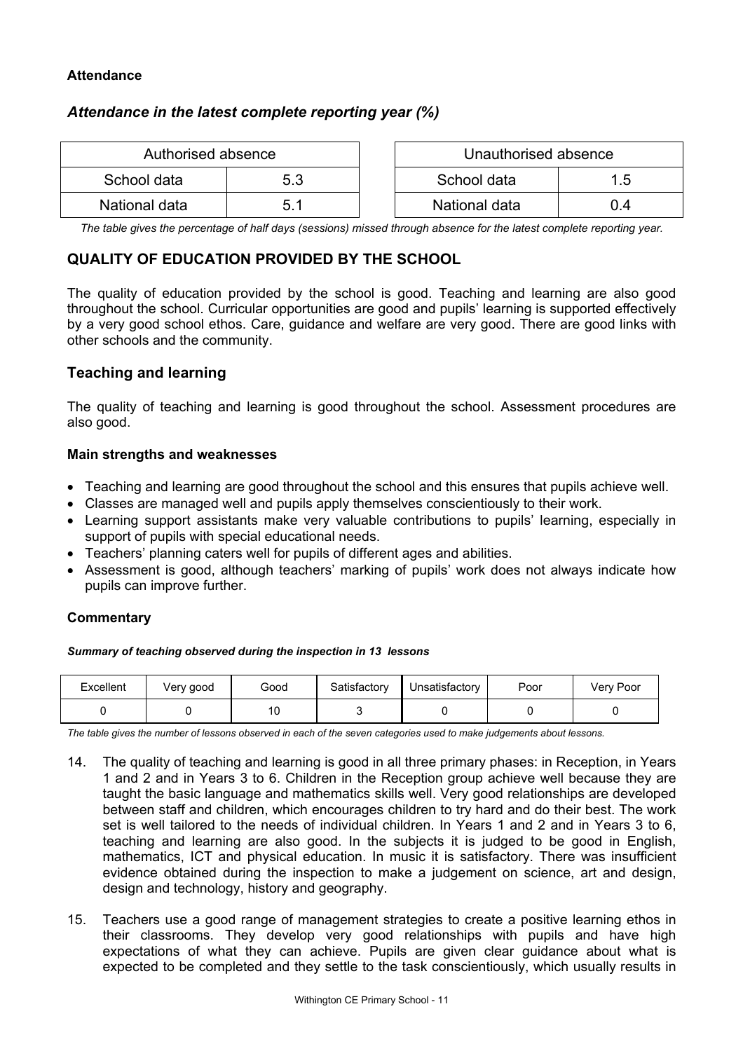**Attendance**

### *Attendance in the latest complete reporting year (%)*

| Authorised absence | |
|---|---|
| School data | 5.3 |
| National data | 5.1 |

| Unauthorised absence | |
|---|---|
| School data | 1.5 |
| National data | 0.4 |

*The table gives the percentage of half days (sessions) missed through absence for the latest complete reporting year.*

## QUALITY OF EDUCATION PROVIDED BY THE SCHOOL

The quality of education provided by the school is good. Teaching and learning are also good throughout the school. Curricular opportunities are good and pupils' learning is supported effectively by a very good school ethos. Care, guidance and welfare are very good. There are good links with other schools and the community.

## Teaching and learning

The quality of teaching and learning is good throughout the school. Assessment procedures are also good.

**Main strengths and weaknesses**

- Teaching and learning are good throughout the school and this ensures that pupils achieve well.
- Classes are managed well and pupils apply themselves conscientiously to their work.
- Learning support assistants make very valuable contributions to pupils' learning, especially in support of pupils with special educational needs.
- Teachers' planning caters well for pupils of different ages and abilities.
- Assessment is good, although teachers' marking of pupils' work does not always indicate how pupils can improve further.

**Commentary**

***Summary of teaching observed during the inspection in 13 lessons***

| Excellent | Very good | Good | Satisfactory | Unsatisfactory | Poor | Very Poor |
|---|---|---|---|---|---|---|
| 0 | 0 | 10 | 3 | 0 | 0 | 0 |

*The table gives the number of lessons observed in each of the seven categories used to make judgements about lessons.*

14. The quality of teaching and learning is good in all three primary phases: in Reception, in Years 1 and 2 and in Years 3 to 6. Children in the Reception group achieve well because they are taught the basic language and mathematics skills well. Very good relationships are developed between staff and children, which encourages children to try hard and do their best. The work set is well tailored to the needs of individual children. In Years 1 and 2 and in Years 3 to 6, teaching and learning are also good. In the subjects it is judged to be good in English, mathematics, ICT and physical education. In music it is satisfactory. There was insufficient evidence obtained during the inspection to make a judgement on science, art and design, design and technology, history and geography.

15. Teachers use a good range of management strategies to create a positive learning ethos in their classrooms. They develop very good relationships with pupils and have high expectations of what they can achieve. Pupils are given clear guidance about what is expected to be completed and they settle to the task conscientiously, which usually results in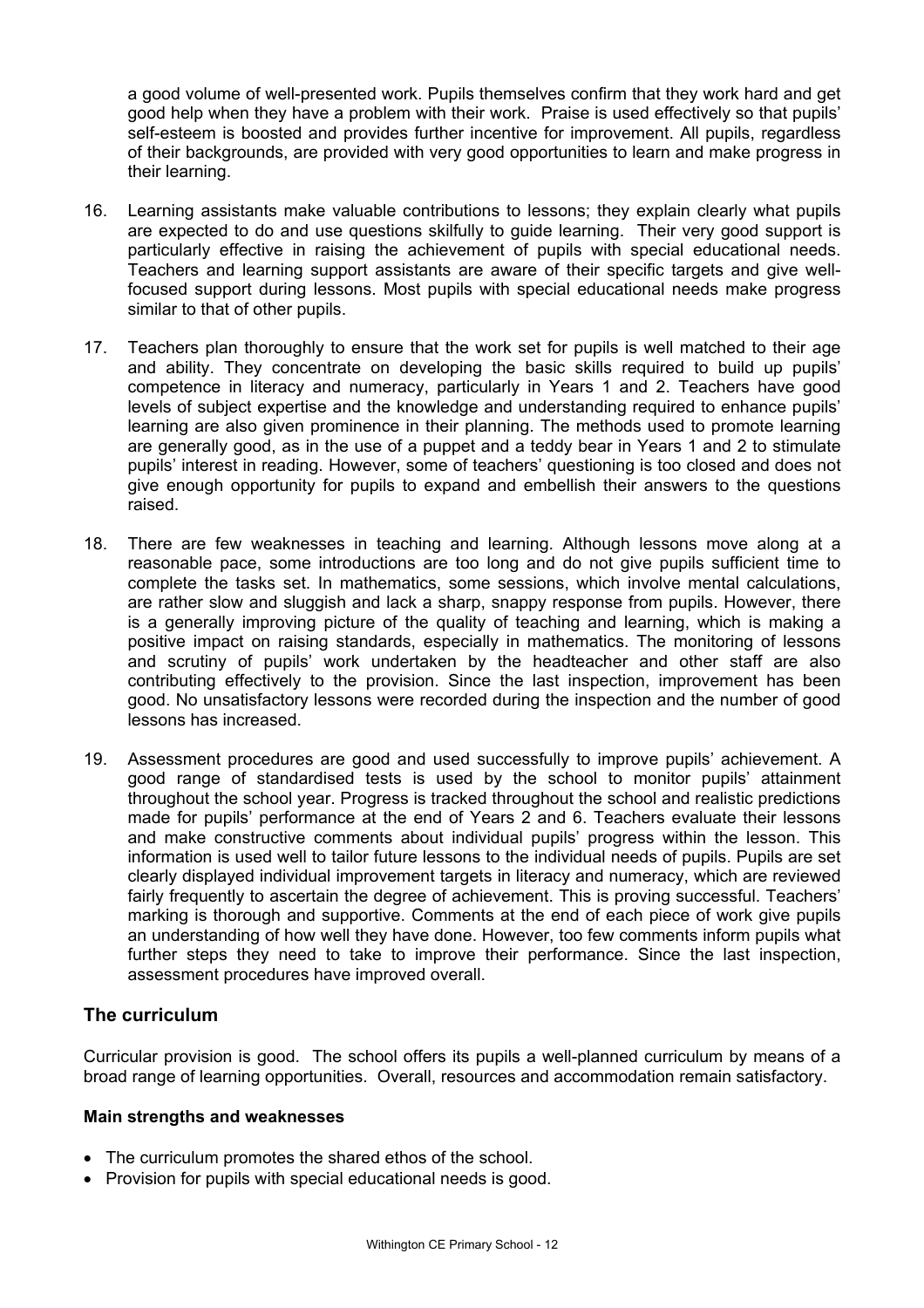a good volume of well-presented work. Pupils themselves confirm that they work hard and get good help when they have a problem with their work. Praise is used effectively so that pupils' self-esteem is boosted and provides further incentive for improvement. All pupils, regardless of their backgrounds, are provided with very good opportunities to learn and make progress in their learning.

16. Learning assistants make valuable contributions to lessons; they explain clearly what pupils are expected to do and use questions skilfully to guide learning. Their very good support is particularly effective in raising the achievement of pupils with special educational needs. Teachers and learning support assistants are aware of their specific targets and give well-focused support during lessons. Most pupils with special educational needs make progress similar to that of other pupils.

17. Teachers plan thoroughly to ensure that the work set for pupils is well matched to their age and ability. They concentrate on developing the basic skills required to build up pupils' competence in literacy and numeracy, particularly in Years 1 and 2. Teachers have good levels of subject expertise and the knowledge and understanding required to enhance pupils' learning are also given prominence in their planning. The methods used to promote learning are generally good, as in the use of a puppet and a teddy bear in Years 1 and 2 to stimulate pupils' interest in reading. However, some of teachers' questioning is too closed and does not give enough opportunity for pupils to expand and embellish their answers to the questions raised.

18. There are few weaknesses in teaching and learning. Although lessons move along at a reasonable pace, some introductions are too long and do not give pupils sufficient time to complete the tasks set. In mathematics, some sessions, which involve mental calculations, are rather slow and sluggish and lack a sharp, snappy response from pupils. However, there is a generally improving picture of the quality of teaching and learning, which is making a positive impact on raising standards, especially in mathematics. The monitoring of lessons and scrutiny of pupils' work undertaken by the headteacher and other staff are also contributing effectively to the provision. Since the last inspection, improvement has been good. No unsatisfactory lessons were recorded during the inspection and the number of good lessons has increased.

19. Assessment procedures are good and used successfully to improve pupils' achievement. A good range of standardised tests is used by the school to monitor pupils' attainment throughout the school year. Progress is tracked throughout the school and realistic predictions made for pupils' performance at the end of Years 2 and 6. Teachers evaluate their lessons and make constructive comments about individual pupils' progress within the lesson. This information is used well to tailor future lessons to the individual needs of pupils. Pupils are set clearly displayed individual improvement targets in literacy and numeracy, which are reviewed fairly frequently to ascertain the degree of achievement. This is proving successful. Teachers' marking is thorough and supportive. Comments at the end of each piece of work give pupils an understanding of how well they have done. However, too few comments inform pupils what further steps they need to take to improve their performance. Since the last inspection, assessment procedures have improved overall.

## The curriculum

Curricular provision is good. The school offers its pupils a well-planned curriculum by means of a broad range of learning opportunities. Overall, resources and accommodation remain satisfactory.

**Main strengths and weaknesses**

- The curriculum promotes the shared ethos of the school.
- Provision for pupils with special educational needs is good.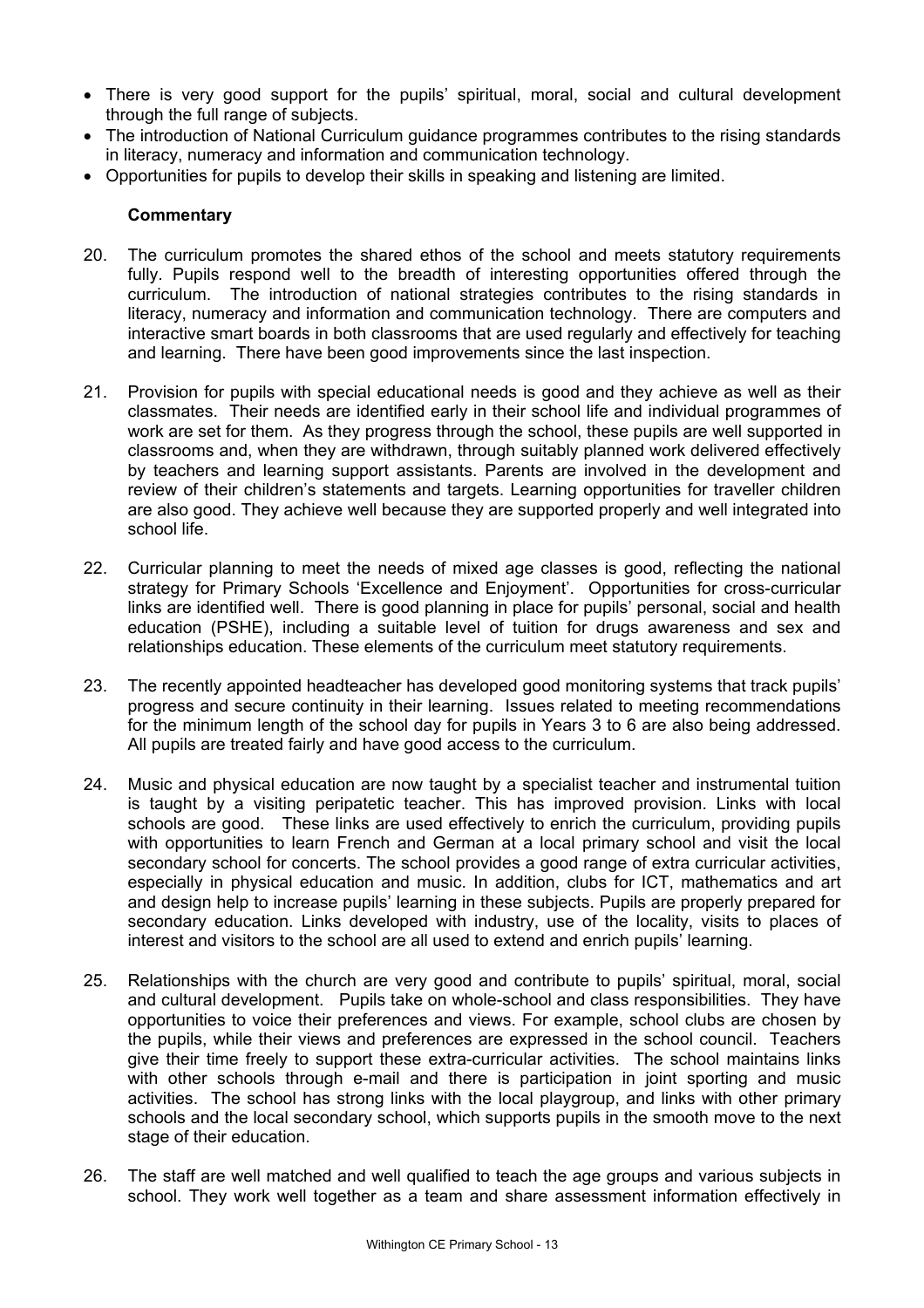- There is very good support for the pupils' spiritual, moral, social and cultural development through the full range of subjects.
- The introduction of National Curriculum guidance programmes contributes to the rising standards in literacy, numeracy and information and communication technology.
- Opportunities for pupils to develop their skills in speaking and listening are limited.

**Commentary**

20. The curriculum promotes the shared ethos of the school and meets statutory requirements fully. Pupils respond well to the breadth of interesting opportunities offered through the curriculum. The introduction of national strategies contributes to the rising standards in literacy, numeracy and information and communication technology. There are computers and interactive smart boards in both classrooms that are used regularly and effectively for teaching and learning. There have been good improvements since the last inspection.

21. Provision for pupils with special educational needs is good and they achieve as well as their classmates. Their needs are identified early in their school life and individual programmes of work are set for them. As they progress through the school, these pupils are well supported in classrooms and, when they are withdrawn, through suitably planned work delivered effectively by teachers and learning support assistants. Parents are involved in the development and review of their children's statements and targets. Learning opportunities for traveller children are also good. They achieve well because they are supported properly and well integrated into school life.

22. Curricular planning to meet the needs of mixed age classes is good, reflecting the national strategy for Primary Schools 'Excellence and Enjoyment'. Opportunities for cross-curricular links are identified well. There is good planning in place for pupils' personal, social and health education (PSHE), including a suitable level of tuition for drugs awareness and sex and relationships education. These elements of the curriculum meet statutory requirements.

23. The recently appointed headteacher has developed good monitoring systems that track pupils' progress and secure continuity in their learning. Issues related to meeting recommendations for the minimum length of the school day for pupils in Years 3 to 6 are also being addressed. All pupils are treated fairly and have good access to the curriculum.

24. Music and physical education are now taught by a specialist teacher and instrumental tuition is taught by a visiting peripatetic teacher. This has improved provision. Links with local schools are good. These links are used effectively to enrich the curriculum, providing pupils with opportunities to learn French and German at a local primary school and visit the local secondary school for concerts. The school provides a good range of extra curricular activities, especially in physical education and music. In addition, clubs for ICT, mathematics and art and design help to increase pupils' learning in these subjects. Pupils are properly prepared for secondary education. Links developed with industry, use of the locality, visits to places of interest and visitors to the school are all used to extend and enrich pupils' learning.

25. Relationships with the church are very good and contribute to pupils' spiritual, moral, social and cultural development. Pupils take on whole-school and class responsibilities. They have opportunities to voice their preferences and views. For example, school clubs are chosen by the pupils, while their views and preferences are expressed in the school council. Teachers give their time freely to support these extra-curricular activities. The school maintains links with other schools through e-mail and there is participation in joint sporting and music activities. The school has strong links with the local playgroup, and links with other primary schools and the local secondary school, which supports pupils in the smooth move to the next stage of their education.

26. The staff are well matched and well qualified to teach the age groups and various subjects in school. They work well together as a team and share assessment information effectively in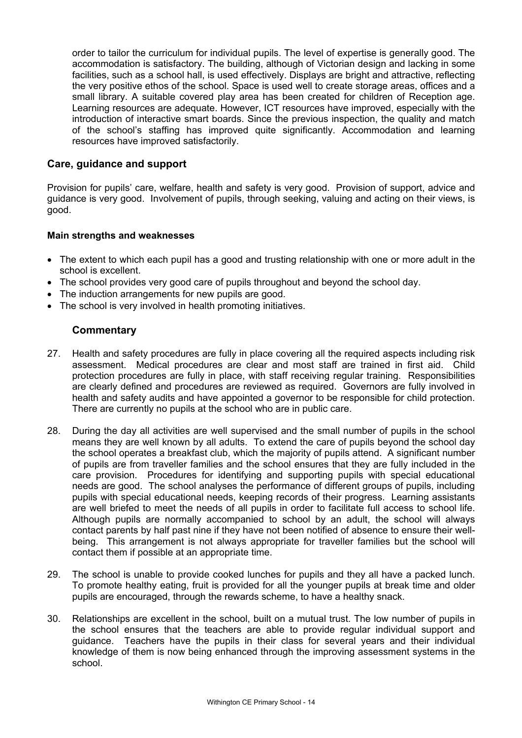order to tailor the curriculum for individual pupils. The level of expertise is generally good. The accommodation is satisfactory. The building, although of Victorian design and lacking in some facilities, such as a school hall, is used effectively. Displays are bright and attractive, reflecting the very positive ethos of the school. Space is used well to create storage areas, offices and a small library. A suitable covered play area has been created for children of Reception age. Learning resources are adequate. However, ICT resources have improved, especially with the introduction of interactive smart boards. Since the previous inspection, the quality and match of the school's staffing has improved quite significantly. Accommodation and learning resources have improved satisfactorily.

## Care, guidance and support

Provision for pupils' care, welfare, health and safety is very good. Provision of support, advice and guidance is very good. Involvement of pupils, through seeking, valuing and acting on their views, is good.

**Main strengths and weaknesses**

- The extent to which each pupil has a good and trusting relationship with one or more adult in the school is excellent.
- The school provides very good care of pupils throughout and beyond the school day.
- The induction arrangements for new pupils are good.
- The school is very involved in health promoting initiatives.

### Commentary

27. Health and safety procedures are fully in place covering all the required aspects including risk assessment. Medical procedures are clear and most staff are trained in first aid. Child protection procedures are fully in place, with staff receiving regular training. Responsibilities are clearly defined and procedures are reviewed as required. Governors are fully involved in health and safety audits and have appointed a governor to be responsible for child protection. There are currently no pupils at the school who are in public care.

28. During the day all activities are well supervised and the small number of pupils in the school means they are well known by all adults. To extend the care of pupils beyond the school day the school operates a breakfast club, which the majority of pupils attend. A significant number of pupils are from traveller families and the school ensures that they are fully included in the care provision. Procedures for identifying and supporting pupils with special educational needs are good. The school analyses the performance of different groups of pupils, including pupils with special educational needs, keeping records of their progress. Learning assistants are well briefed to meet the needs of all pupils in order to facilitate full access to school life. Although pupils are normally accompanied to school by an adult, the school will always contact parents by half past nine if they have not been notified of absence to ensure their well-being. This arrangement is not always appropriate for traveller families but the school will contact them if possible at an appropriate time.

29. The school is unable to provide cooked lunches for pupils and they all have a packed lunch. To promote healthy eating, fruit is provided for all the younger pupils at break time and older pupils are encouraged, through the rewards scheme, to have a healthy snack.

30. Relationships are excellent in the school, built on a mutual trust. The low number of pupils in the school ensures that the teachers are able to provide regular individual support and guidance. Teachers have the pupils in their class for several years and their individual knowledge of them is now being enhanced through the improving assessment systems in the school.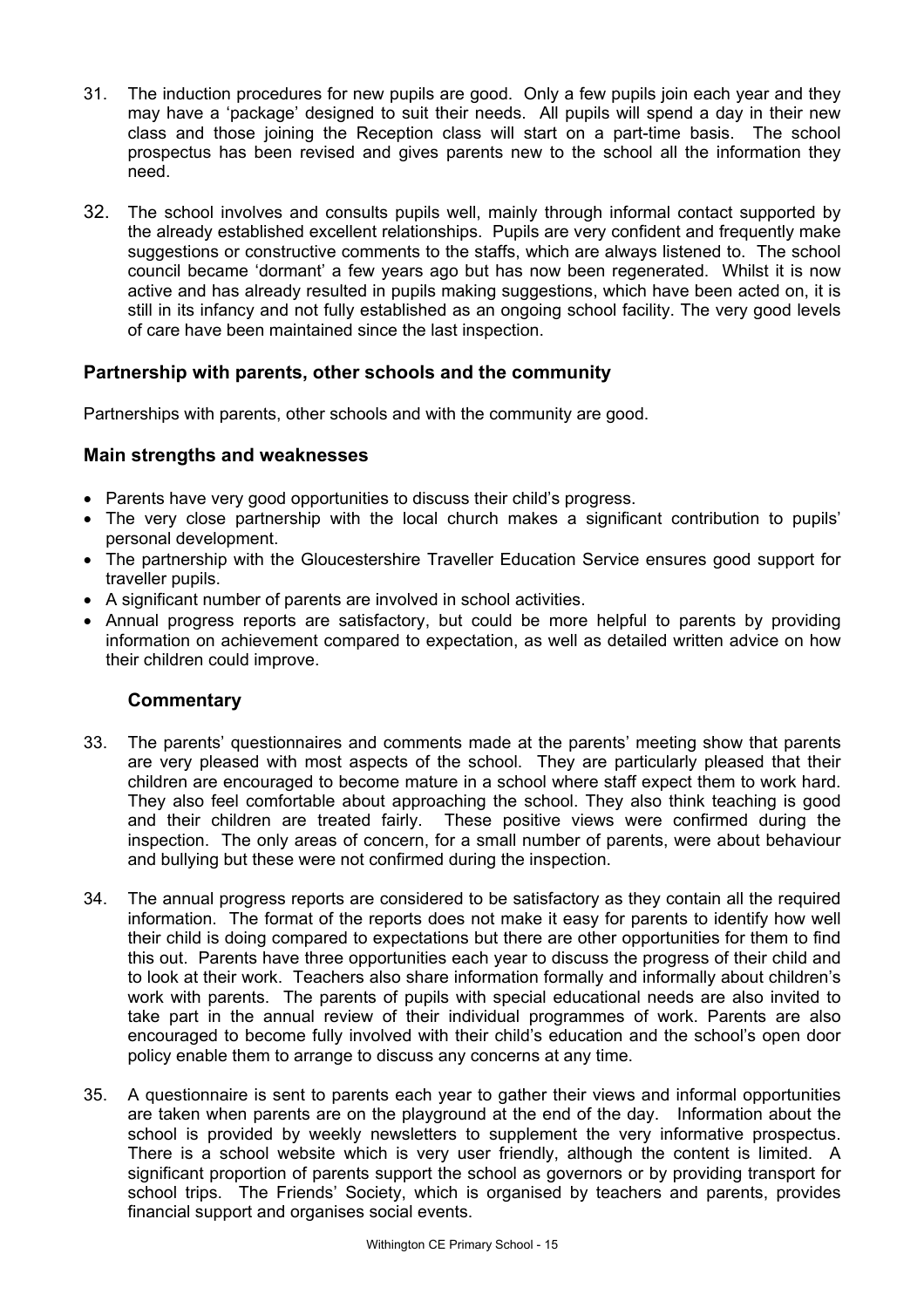31. The induction procedures for new pupils are good. Only a few pupils join each year and they may have a 'package' designed to suit their needs. All pupils will spend a day in their new class and those joining the Reception class will start on a part-time basis. The school prospectus has been revised and gives parents new to the school all the information they need.

32. The school involves and consults pupils well, mainly through informal contact supported by the already established excellent relationships. Pupils are very confident and frequently make suggestions or constructive comments to the staffs, which are always listened to. The school council became 'dormant' a few years ago but has now been regenerated. Whilst it is now active and has already resulted in pupils making suggestions, which have been acted on, it is still in its infancy and not fully established as an ongoing school facility. The very good levels of care have been maintained since the last inspection.

## Partnership with parents, other schools and the community

Partnerships with parents, other schools and with the community are good.

### Main strengths and weaknesses

- Parents have very good opportunities to discuss their child's progress.
- The very close partnership with the local church makes a significant contribution to pupils' personal development.
- The partnership with the Gloucestershire Traveller Education Service ensures good support for traveller pupils.
- A significant number of parents are involved in school activities.
- Annual progress reports are satisfactory, but could be more helpful to parents by providing information on achievement compared to expectation, as well as detailed written advice on how their children could improve.

### Commentary

33. The parents' questionnaires and comments made at the parents' meeting show that parents are very pleased with most aspects of the school. They are particularly pleased that their children are encouraged to become mature in a school where staff expect them to work hard. They also feel comfortable about approaching the school. They also think teaching is good and their children are treated fairly. These positive views were confirmed during the inspection. The only areas of concern, for a small number of parents, were about behaviour and bullying but these were not confirmed during the inspection.

34. The annual progress reports are considered to be satisfactory as they contain all the required information. The format of the reports does not make it easy for parents to identify how well their child is doing compared to expectations but there are other opportunities for them to find this out. Parents have three opportunities each year to discuss the progress of their child and to look at their work. Teachers also share information formally and informally about children's work with parents. The parents of pupils with special educational needs are also invited to take part in the annual review of their individual programmes of work. Parents are also encouraged to become fully involved with their child's education and the school's open door policy enable them to arrange to discuss any concerns at any time.

35. A questionnaire is sent to parents each year to gather their views and informal opportunities are taken when parents are on the playground at the end of the day. Information about the school is provided by weekly newsletters to supplement the very informative prospectus. There is a school website which is very user friendly, although the content is limited. A significant proportion of parents support the school as governors or by providing transport for school trips. The Friends' Society, which is organised by teachers and parents, provides financial support and organises social events.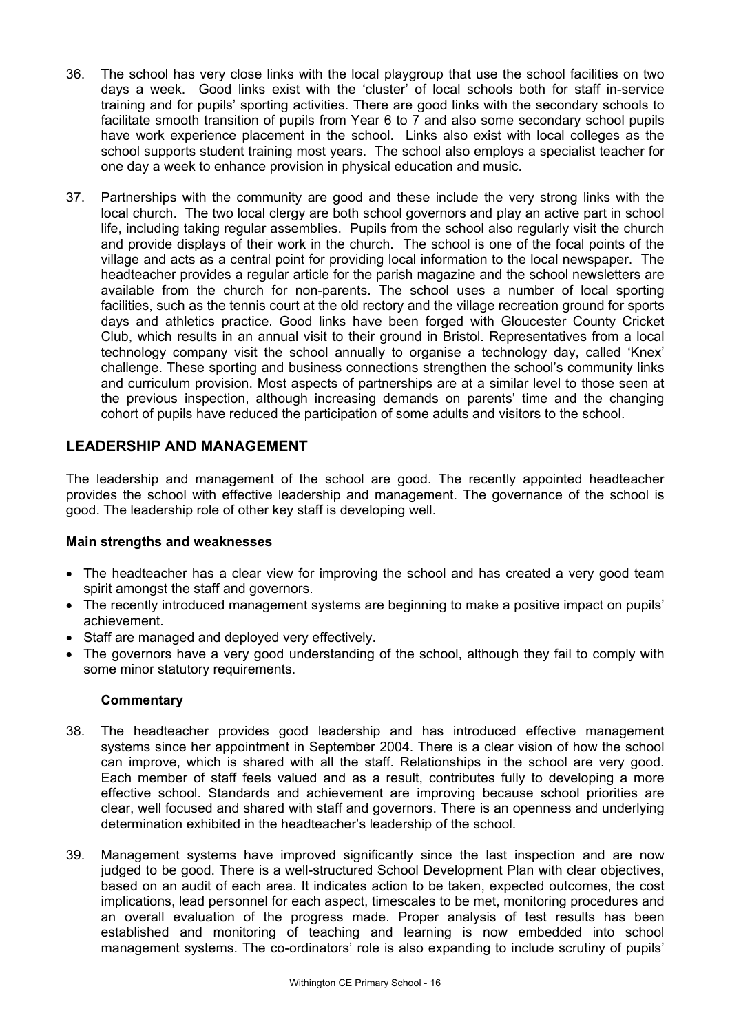36. The school has very close links with the local playgroup that use the school facilities on two days a week. Good links exist with the 'cluster' of local schools both for staff in-service training and for pupils' sporting activities. There are good links with the secondary schools to facilitate smooth transition of pupils from Year 6 to 7 and also some secondary school pupils have work experience placement in the school. Links also exist with local colleges as the school supports student training most years. The school also employs a specialist teacher for one day a week to enhance provision in physical education and music.

37. Partnerships with the community are good and these include the very strong links with the local church. The two local clergy are both school governors and play an active part in school life, including taking regular assemblies. Pupils from the school also regularly visit the church and provide displays of their work in the church. The school is one of the focal points of the village and acts as a central point for providing local information to the local newspaper. The headteacher provides a regular article for the parish magazine and the school newsletters are available from the church for non-parents. The school uses a number of local sporting facilities, such as the tennis court at the old rectory and the village recreation ground for sports days and athletics practice. Good links have been forged with Gloucester County Cricket Club, which results in an annual visit to their ground in Bristol. Representatives from a local technology company visit the school annually to organise a technology day, called 'Knex' challenge. These sporting and business connections strengthen the school's community links and curriculum provision. Most aspects of partnerships are at a similar level to those seen at the previous inspection, although increasing demands on parents' time and the changing cohort of pupils have reduced the participation of some adults and visitors to the school.

## LEADERSHIP AND MANAGEMENT

The leadership and management of the school are good. The recently appointed headteacher provides the school with effective leadership and management. The governance of the school is good. The leadership role of other key staff is developing well.

**Main strengths and weaknesses**

- The headteacher has a clear view for improving the school and has created a very good team spirit amongst the staff and governors.
- The recently introduced management systems are beginning to make a positive impact on pupils' achievement.
- Staff are managed and deployed very effectively.
- The governors have a very good understanding of the school, although they fail to comply with some minor statutory requirements.

**Commentary**

38. The headteacher provides good leadership and has introduced effective management systems since her appointment in September 2004. There is a clear vision of how the school can improve, which is shared with all the staff. Relationships in the school are very good. Each member of staff feels valued and as a result, contributes fully to developing a more effective school. Standards and achievement are improving because school priorities are clear, well focused and shared with staff and governors. There is an openness and underlying determination exhibited in the headteacher's leadership of the school.

39. Management systems have improved significantly since the last inspection and are now judged to be good. There is a well-structured School Development Plan with clear objectives, based on an audit of each area. It indicates action to be taken, expected outcomes, the cost implications, lead personnel for each aspect, timescales to be met, monitoring procedures and an overall evaluation of the progress made. Proper analysis of test results has been established and monitoring of teaching and learning is now embedded into school management systems. The co-ordinators' role is also expanding to include scrutiny of pupils'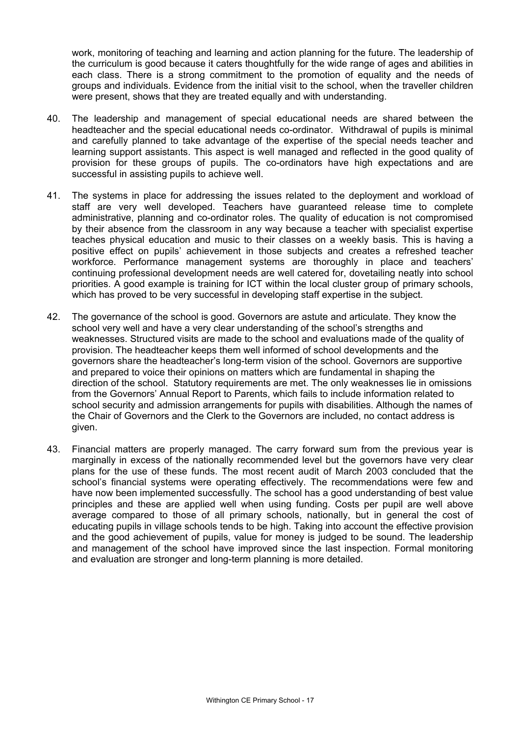work, monitoring of teaching and learning and action planning for the future. The leadership of the curriculum is good because it caters thoughtfully for the wide range of ages and abilities in each class. There is a strong commitment to the promotion of equality and the needs of groups and individuals. Evidence from the initial visit to the school, when the traveller children were present, shows that they are treated equally and with understanding.

40. The leadership and management of special educational needs are shared between the headteacher and the special educational needs co-ordinator. Withdrawal of pupils is minimal and carefully planned to take advantage of the expertise of the special needs teacher and learning support assistants. This aspect is well managed and reflected in the good quality of provision for these groups of pupils. The co-ordinators have high expectations and are successful in assisting pupils to achieve well.

41. The systems in place for addressing the issues related to the deployment and workload of staff are very well developed. Teachers have guaranteed release time to complete administrative, planning and co-ordinator roles. The quality of education is not compromised by their absence from the classroom in any way because a teacher with specialist expertise teaches physical education and music to their classes on a weekly basis. This is having a positive effect on pupils' achievement in those subjects and creates a refreshed teacher workforce. Performance management systems are thoroughly in place and teachers' continuing professional development needs are well catered for, dovetailing neatly into school priorities. A good example is training for ICT within the local cluster group of primary schools, which has proved to be very successful in developing staff expertise in the subject.

42. The governance of the school is good. Governors are astute and articulate. They know the school very well and have a very clear understanding of the school's strengths and weaknesses. Structured visits are made to the school and evaluations made of the quality of provision. The headteacher keeps them well informed of school developments and the governors share the headteacher's long-term vision of the school. Governors are supportive and prepared to voice their opinions on matters which are fundamental in shaping the direction of the school. Statutory requirements are met. The only weaknesses lie in omissions from the Governors' Annual Report to Parents, which fails to include information related to school security and admission arrangements for pupils with disabilities. Although the names of the Chair of Governors and the Clerk to the Governors are included, no contact address is given.

43. Financial matters are properly managed. The carry forward sum from the previous year is marginally in excess of the nationally recommended level but the governors have very clear plans for the use of these funds. The most recent audit of March 2003 concluded that the school's financial systems were operating effectively. The recommendations were few and have now been implemented successfully. The school has a good understanding of best value principles and these are applied well when using funding. Costs per pupil are well above average compared to those of all primary schools, nationally, but in general the cost of educating pupils in village schools tends to be high. Taking into account the effective provision and the good achievement of pupils, value for money is judged to be sound. The leadership and management of the school have improved since the last inspection. Formal monitoring and evaluation are stronger and long-term planning is more detailed.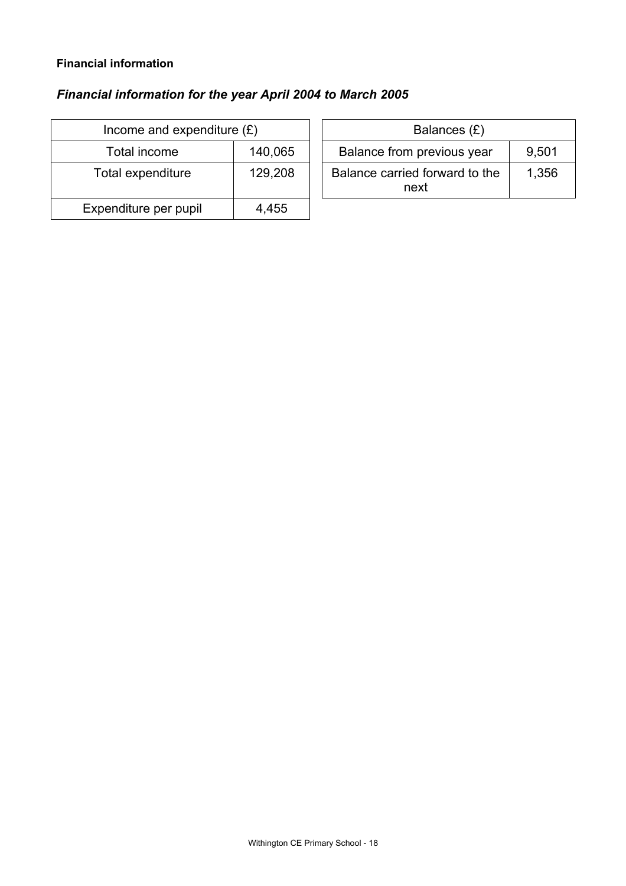**Financial information**

***Financial information for the year April 2004 to March 2005***

| Income and expenditure (£) | |
|---|---|
| Total income | 140,065 |
| Total expenditure | 129,208 |
| Expenditure per pupil | 4,455 |

| Balances (£) | |
|---|---|
| Balance from previous year | 9,501 |
| Balance carried forward to the next | 1,356 |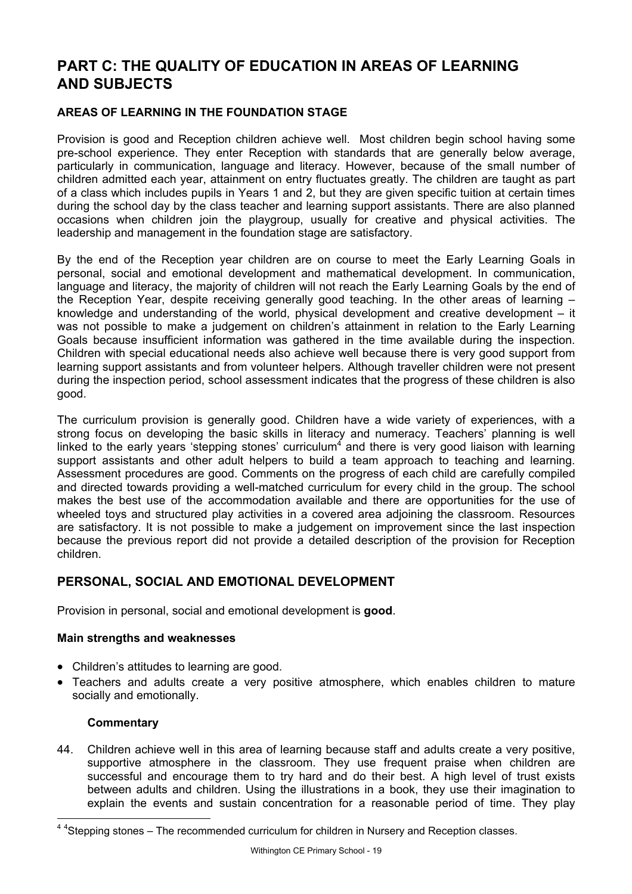# PART C: THE QUALITY OF EDUCATION IN AREAS OF LEARNING AND SUBJECTS

## AREAS OF LEARNING IN THE FOUNDATION STAGE

Provision is good and Reception children achieve well. Most children begin school having some pre-school experience. They enter Reception with standards that are generally below average, particularly in communication, language and literacy. However, because of the small number of children admitted each year, attainment on entry fluctuates greatly. The children are taught as part of a class which includes pupils in Years 1 and 2, but they are given specific tuition at certain times during the school day by the class teacher and learning support assistants. There are also planned occasions when children join the playgroup, usually for creative and physical activities. The leadership and management in the foundation stage are satisfactory.

By the end of the Reception year children are on course to meet the Early Learning Goals in personal, social and emotional development and mathematical development. In communication, language and literacy, the majority of children will not reach the Early Learning Goals by the end of the Reception Year, despite receiving generally good teaching. In the other areas of learning – knowledge and understanding of the world, physical development and creative development – it was not possible to make a judgement on children's attainment in relation to the Early Learning Goals because insufficient information was gathered in the time available during the inspection. Children with special educational needs also achieve well because there is very good support from learning support assistants and from volunteer helpers. Although traveller children were not present during the inspection period, school assessment indicates that the progress of these children is also good.

The curriculum provision is generally good. Children have a wide variety of experiences, with a strong focus on developing the basic skills in literacy and numeracy. Teachers' planning is well linked to the early years 'stepping stones' curriculum[4] and there is very good liaison with learning support assistants and other adult helpers to build a team approach to teaching and learning. Assessment procedures are good. Comments on the progress of each child are carefully compiled and directed towards providing a well-matched curriculum for every child in the group. The school makes the best use of the accommodation available and there are opportunities for the use of wheeled toys and structured play activities in a covered area adjoining the classroom. Resources are satisfactory. It is not possible to make a judgement on improvement since the last inspection because the previous report did not provide a detailed description of the provision for Reception children.

## PERSONAL, SOCIAL AND EMOTIONAL DEVELOPMENT

Provision in personal, social and emotional development is **good**.

### Main strengths and weaknesses

- Children's attitudes to learning are good.
- Teachers and adults create a very positive atmosphere, which enables children to mature socially and emotionally.

#### Commentary

44. Children achieve well in this area of learning because staff and adults create a very positive, supportive atmosphere in the classroom. They use frequent praise when children are successful and encourage them to try hard and do their best. A high level of trust exists between adults and children. Using the illustrations in a book, they use their imagination to explain the events and sustain concentration for a reasonable period of time. They play

---

[4] [4]Stepping stones – The recommended curriculum for children in Nursery and Reception classes.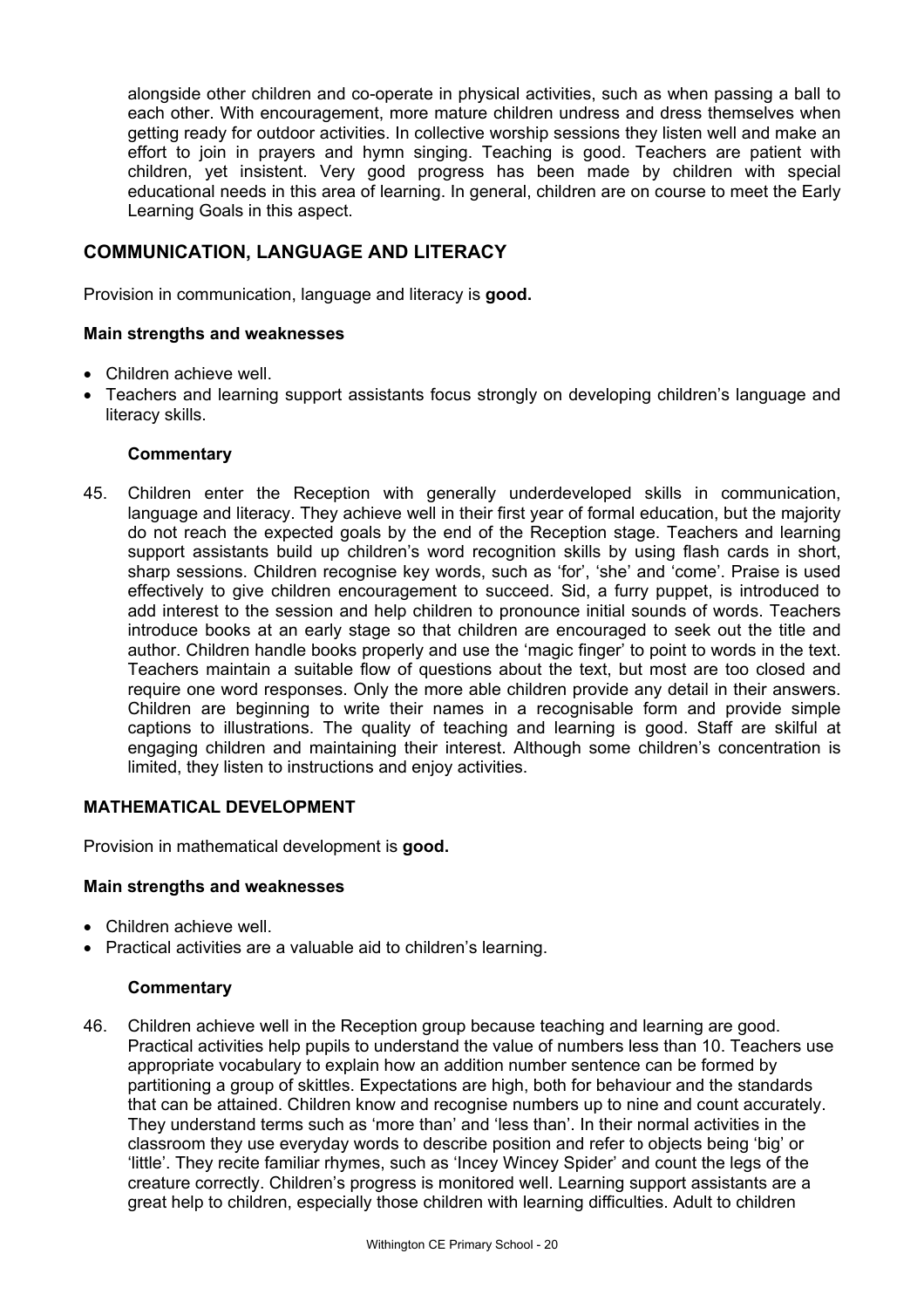alongside other children and co-operate in physical activities, such as when passing a ball to each other. With encouragement, more mature children undress and dress themselves when getting ready for outdoor activities. In collective worship sessions they listen well and make an effort to join in prayers and hymn singing. Teaching is good. Teachers are patient with children, yet insistent. Very good progress has been made by children with special educational needs in this area of learning. In general, children are on course to meet the Early Learning Goals in this aspect.

## COMMUNICATION, LANGUAGE AND LITERACY

Provision in communication, language and literacy is **good.**

### Main strengths and weaknesses

- Children achieve well.
- Teachers and learning support assistants focus strongly on developing children's language and literacy skills.

#### Commentary

45. Children enter the Reception with generally underdeveloped skills in communication, language and literacy. They achieve well in their first year of formal education, but the majority do not reach the expected goals by the end of the Reception stage. Teachers and learning support assistants build up children's word recognition skills by using flash cards in short, sharp sessions. Children recognise key words, such as 'for', 'she' and 'come'. Praise is used effectively to give children encouragement to succeed. Sid, a furry puppet, is introduced to add interest to the session and help children to pronounce initial sounds of words. Teachers introduce books at an early stage so that children are encouraged to seek out the title and author. Children handle books properly and use the 'magic finger' to point to words in the text. Teachers maintain a suitable flow of questions about the text, but most are too closed and require one word responses. Only the more able children provide any detail in their answers. Children are beginning to write their names in a recognisable form and provide simple captions to illustrations. The quality of teaching and learning is good. Staff are skilful at engaging children and maintaining their interest. Although some children's concentration is limited, they listen to instructions and enjoy activities.

## MATHEMATICAL DEVELOPMENT

Provision in mathematical development is **good.**

### Main strengths and weaknesses

- Children achieve well.
- Practical activities are a valuable aid to children's learning.

#### Commentary

46. Children achieve well in the Reception group because teaching and learning are good. Practical activities help pupils to understand the value of numbers less than 10. Teachers use appropriate vocabulary to explain how an addition number sentence can be formed by partitioning a group of skittles. Expectations are high, both for behaviour and the standards that can be attained. Children know and recognise numbers up to nine and count accurately. They understand terms such as 'more than' and 'less than'. In their normal activities in the classroom they use everyday words to describe position and refer to objects being 'big' or 'little'. They recite familiar rhymes, such as 'Incey Wincey Spider' and count the legs of the creature correctly. Children's progress is monitored well. Learning support assistants are a great help to children, especially those children with learning difficulties. Adult to children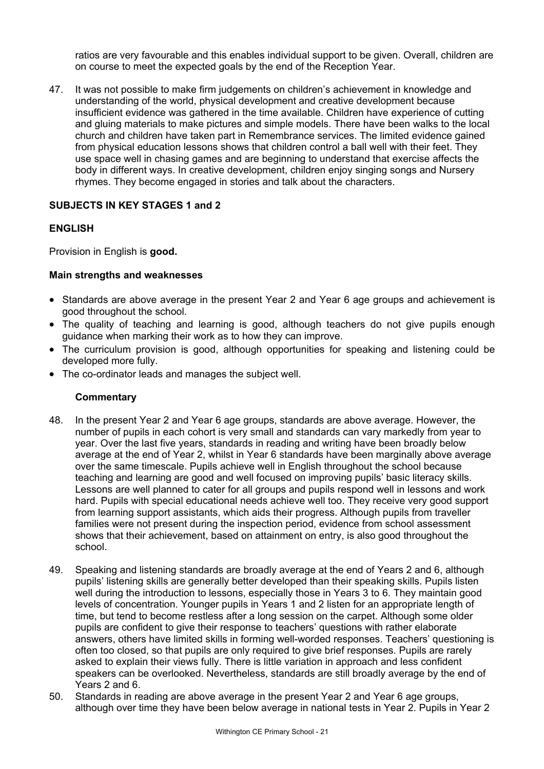ratios are very favourable and this enables individual support to be given. Overall, children are on course to meet the expected goals by the end of the Reception Year.

47. It was not possible to make firm judgements on children's achievement in knowledge and understanding of the world, physical development and creative development because insufficient evidence was gathered in the time available. Children have experience of cutting and gluing materials to make pictures and simple models. There have been walks to the local church and children have taken part in Remembrance services. The limited evidence gained from physical education lessons shows that children control a ball well with their feet. They use space well in chasing games and are beginning to understand that exercise affects the body in different ways. In creative development, children enjoy singing songs and Nursery rhymes. They become engaged in stories and talk about the characters.

## SUBJECTS IN KEY STAGES 1 and 2

### ENGLISH

Provision in English is **good.**

#### Main strengths and weaknesses

- Standards are above average in the present Year 2 and Year 6 age groups and achievement is good throughout the school.
- The quality of teaching and learning is good, although teachers do not give pupils enough guidance when marking their work as to how they can improve.
- The curriculum provision is good, although opportunities for speaking and listening could be developed more fully.
- The co-ordinator leads and manages the subject well.

#### Commentary

48. In the present Year 2 and Year 6 age groups, standards are above average. However, the number of pupils in each cohort is very small and standards can vary markedly from year to year. Over the last five years, standards in reading and writing have been broadly below average at the end of Year 2, whilst in Year 6 standards have been marginally above average over the same timescale. Pupils achieve well in English throughout the school because teaching and learning are good and well focused on improving pupils' basic literacy skills. Lessons are well planned to cater for all groups and pupils respond well in lessons and work hard. Pupils with special educational needs achieve well too. They receive very good support from learning support assistants, which aids their progress. Although pupils from traveller families were not present during the inspection period, evidence from school assessment shows that their achievement, based on attainment on entry, is also good throughout the school.

49. Speaking and listening standards are broadly average at the end of Years 2 and 6, although pupils' listening skills are generally better developed than their speaking skills. Pupils listen well during the introduction to lessons, especially those in Years 3 to 6. They maintain good levels of concentration. Younger pupils in Years 1 and 2 listen for an appropriate length of time, but tend to become restless after a long session on the carpet. Although some older pupils are confident to give their response to teachers' questions with rather elaborate answers, others have limited skills in forming well-worded responses. Teachers' questioning is often too closed, so that pupils are only required to give brief responses. Pupils are rarely asked to explain their views fully. There is little variation in approach and less confident speakers can be overlooked. Nevertheless, standards are still broadly average by the end of Years 2 and 6.

50. Standards in reading are above average in the present Year 2 and Year 6 age groups, although over time they have been below average in national tests in Year 2. Pupils in Year 2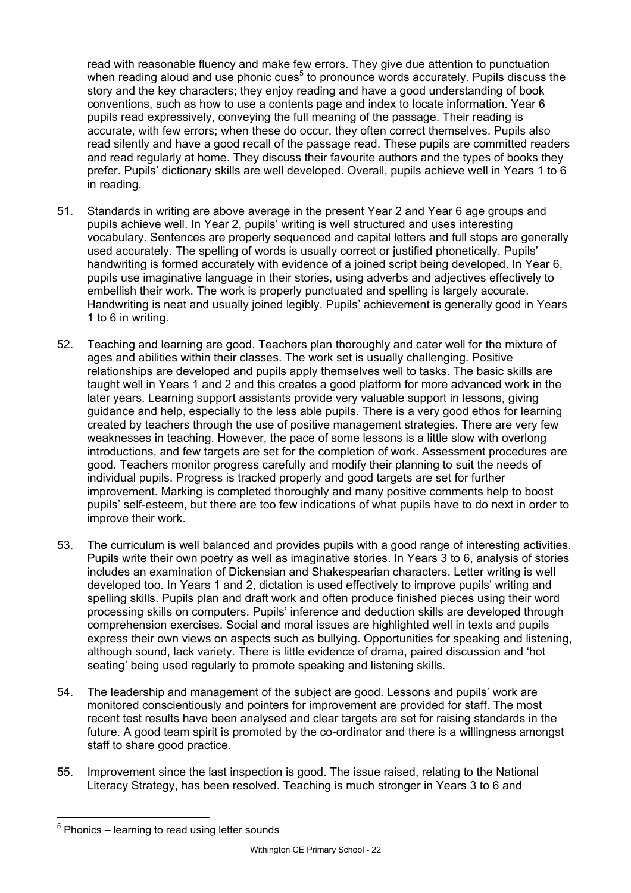read with reasonable fluency and make few errors. They give due attention to punctuation when reading aloud and use phonic cues[5] to pronounce words accurately. Pupils discuss the story and the key characters; they enjoy reading and have a good understanding of book conventions, such as how to use a contents page and index to locate information. Year 6 pupils read expressively, conveying the full meaning of the passage. Their reading is accurate, with few errors; when these do occur, they often correct themselves. Pupils also read silently and have a good recall of the passage read. These pupils are committed readers and read regularly at home. They discuss their favourite authors and the types of books they prefer. Pupils' dictionary skills are well developed. Overall, pupils achieve well in Years 1 to 6 in reading.

51. Standards in writing are above average in the present Year 2 and Year 6 age groups and pupils achieve well. In Year 2, pupils' writing is well structured and uses interesting vocabulary. Sentences are properly sequenced and capital letters and full stops are generally used accurately. The spelling of words is usually correct or justified phonetically. Pupils' handwriting is formed accurately with evidence of a joined script being developed. In Year 6, pupils use imaginative language in their stories, using adverbs and adjectives effectively to embellish their work. The work is properly punctuated and spelling is largely accurate. Handwriting is neat and usually joined legibly. Pupils' achievement is generally good in Years 1 to 6 in writing.

52. Teaching and learning are good. Teachers plan thoroughly and cater well for the mixture of ages and abilities within their classes. The work set is usually challenging. Positive relationships are developed and pupils apply themselves well to tasks. The basic skills are taught well in Years 1 and 2 and this creates a good platform for more advanced work in the later years. Learning support assistants provide very valuable support in lessons, giving guidance and help, especially to the less able pupils. There is a very good ethos for learning created by teachers through the use of positive management strategies. There are very few weaknesses in teaching. However, the pace of some lessons is a little slow with overlong introductions, and few targets are set for the completion of work. Assessment procedures are good. Teachers monitor progress carefully and modify their planning to suit the needs of individual pupils. Progress is tracked properly and good targets are set for further improvement. Marking is completed thoroughly and many positive comments help to boost pupils' self-esteem, but there are too few indications of what pupils have to do next in order to improve their work.

53. The curriculum is well balanced and provides pupils with a good range of interesting activities. Pupils write their own poetry as well as imaginative stories. In Years 3 to 6, analysis of stories includes an examination of Dickensian and Shakespearian characters. Letter writing is well developed too. In Years 1 and 2, dictation is used effectively to improve pupils' writing and spelling skills. Pupils plan and draft work and often produce finished pieces using their word processing skills on computers. Pupils' inference and deduction skills are developed through comprehension exercises. Social and moral issues are highlighted well in texts and pupils express their own views on aspects such as bullying. Opportunities for speaking and listening, although sound, lack variety. There is little evidence of drama, paired discussion and 'hot seating' being used regularly to promote speaking and listening skills.

54. The leadership and management of the subject are good. Lessons and pupils' work are monitored conscientiously and pointers for improvement are provided for staff. The most recent test results have been analysed and clear targets are set for raising standards in the future. A good team spirit is promoted by the co-ordinator and there is a willingness amongst staff to share good practice.

55. Improvement since the last inspection is good. The issue raised, relating to the National Literacy Strategy, has been resolved. Teaching is much stronger in Years 3 to 6 and

---

[5] Phonics – learning to read using letter sounds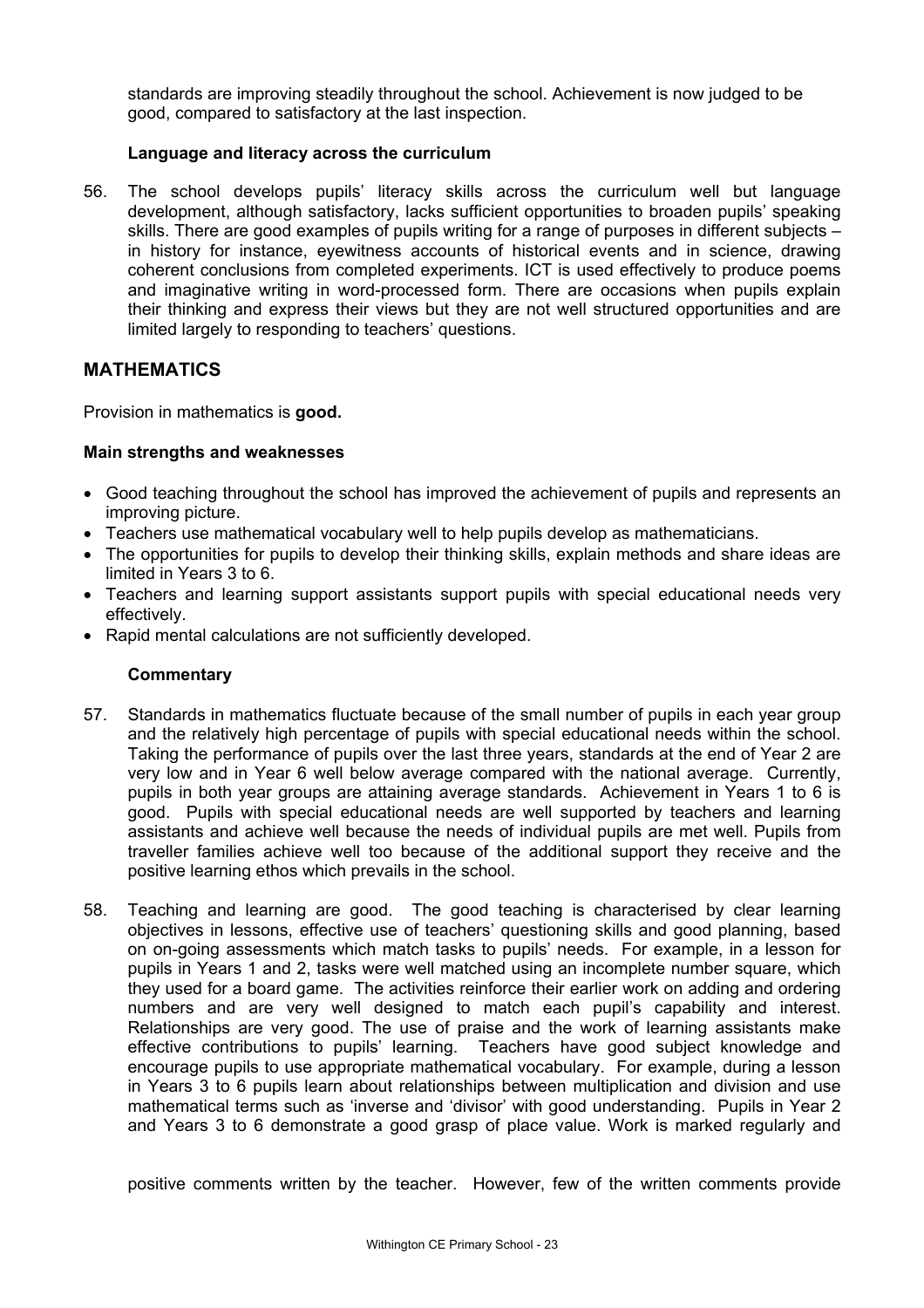standards are improving steadily throughout the school. Achievement is now judged to be good, compared to satisfactory at the last inspection.

**Language and literacy across the curriculum**

56. The school develops pupils' literacy skills across the curriculum well but language development, although satisfactory, lacks sufficient opportunities to broaden pupils' speaking skills. There are good examples of pupils writing for a range of purposes in different subjects – in history for instance, eyewitness accounts of historical events and in science, drawing coherent conclusions from completed experiments. ICT is used effectively to produce poems and imaginative writing in word-processed form. There are occasions when pupils explain their thinking and express their views but they are not well structured opportunities and are limited largely to responding to teachers' questions.

## MATHEMATICS

Provision in mathematics is **good.**

**Main strengths and weaknesses**

- Good teaching throughout the school has improved the achievement of pupils and represents an improving picture.
- Teachers use mathematical vocabulary well to help pupils develop as mathematicians.
- The opportunities for pupils to develop their thinking skills, explain methods and share ideas are limited in Years 3 to 6.
- Teachers and learning support assistants support pupils with special educational needs very effectively.
- Rapid mental calculations are not sufficiently developed.

**Commentary**

57. Standards in mathematics fluctuate because of the small number of pupils in each year group and the relatively high percentage of pupils with special educational needs within the school. Taking the performance of pupils over the last three years, standards at the end of Year 2 are very low and in Year 6 well below average compared with the national average. Currently, pupils in both year groups are attaining average standards. Achievement in Years 1 to 6 is good. Pupils with special educational needs are well supported by teachers and learning assistants and achieve well because the needs of individual pupils are met well. Pupils from traveller families achieve well too because of the additional support they receive and the positive learning ethos which prevails in the school.

58. Teaching and learning are good. The good teaching is characterised by clear learning objectives in lessons, effective use of teachers' questioning skills and good planning, based on on-going assessments which match tasks to pupils' needs. For example, in a lesson for pupils in Years 1 and 2, tasks were well matched using an incomplete number square, which they used for a board game. The activities reinforce their earlier work on adding and ordering numbers and are very well designed to match each pupil's capability and interest. Relationships are very good. The use of praise and the work of learning assistants make effective contributions to pupils' learning. Teachers have good subject knowledge and encourage pupils to use appropriate mathematical vocabulary. For example, during a lesson in Years 3 to 6 pupils learn about relationships between multiplication and division and use mathematical terms such as 'inverse and 'divisor' with good understanding. Pupils in Year 2 and Years 3 to 6 demonstrate a good grasp of place value. Work is marked regularly and positive comments written by the teacher. However, few of the written comments provide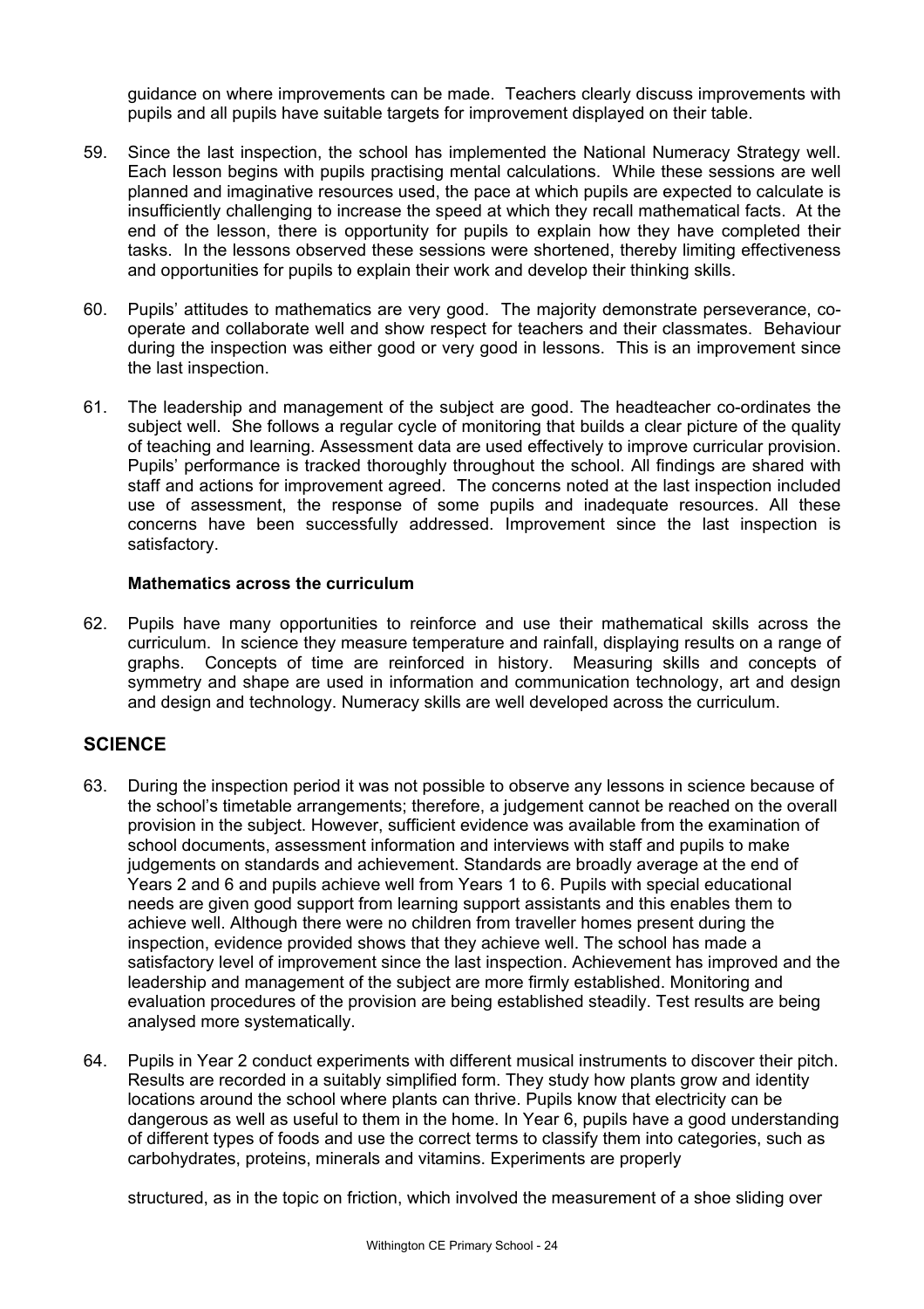guidance on where improvements can be made. Teachers clearly discuss improvements with pupils and all pupils have suitable targets for improvement displayed on their table.

59. Since the last inspection, the school has implemented the National Numeracy Strategy well. Each lesson begins with pupils practising mental calculations. While these sessions are well planned and imaginative resources used, the pace at which pupils are expected to calculate is insufficiently challenging to increase the speed at which they recall mathematical facts. At the end of the lesson, there is opportunity for pupils to explain how they have completed their tasks. In the lessons observed these sessions were shortened, thereby limiting effectiveness and opportunities for pupils to explain their work and develop their thinking skills.

60. Pupils' attitudes to mathematics are very good. The majority demonstrate perseverance, co-operate and collaborate well and show respect for teachers and their classmates. Behaviour during the inspection was either good or very good in lessons. This is an improvement since the last inspection.

61. The leadership and management of the subject are good. The headteacher co-ordinates the subject well. She follows a regular cycle of monitoring that builds a clear picture of the quality of teaching and learning. Assessment data are used effectively to improve curricular provision. Pupils' performance is tracked thoroughly throughout the school. All findings are shared with staff and actions for improvement agreed. The concerns noted at the last inspection included use of assessment, the response of some pupils and inadequate resources. All these concerns have been successfully addressed. Improvement since the last inspection is satisfactory.

### Mathematics across the curriculum

62. Pupils have many opportunities to reinforce and use their mathematical skills across the curriculum. In science they measure temperature and rainfall, displaying results on a range of graphs. Concepts of time are reinforced in history. Measuring skills and concepts of symmetry and shape are used in information and communication technology, art and design and design and technology. Numeracy skills are well developed across the curriculum.

## SCIENCE

63. During the inspection period it was not possible to observe any lessons in science because of the school's timetable arrangements; therefore, a judgement cannot be reached on the overall provision in the subject. However, sufficient evidence was available from the examination of school documents, assessment information and interviews with staff and pupils to make judgements on standards and achievement. Standards are broadly average at the end of Years 2 and 6 and pupils achieve well from Years 1 to 6. Pupils with special educational needs are given good support from learning support assistants and this enables them to achieve well. Although there were no children from traveller homes present during the inspection, evidence provided shows that they achieve well. The school has made a satisfactory level of improvement since the last inspection. Achievement has improved and the leadership and management of the subject are more firmly established. Monitoring and evaluation procedures of the provision are being established steadily. Test results are being analysed more systematically.

64. Pupils in Year 2 conduct experiments with different musical instruments to discover their pitch. Results are recorded in a suitably simplified form. They study how plants grow and identity locations around the school where plants can thrive. Pupils know that electricity can be dangerous as well as useful to them in the home. In Year 6, pupils have a good understanding of different types of foods and use the correct terms to classify them into categories, such as carbohydrates, proteins, minerals and vitamins. Experiments are properly structured, as in the topic on friction, which involved the measurement of a shoe sliding over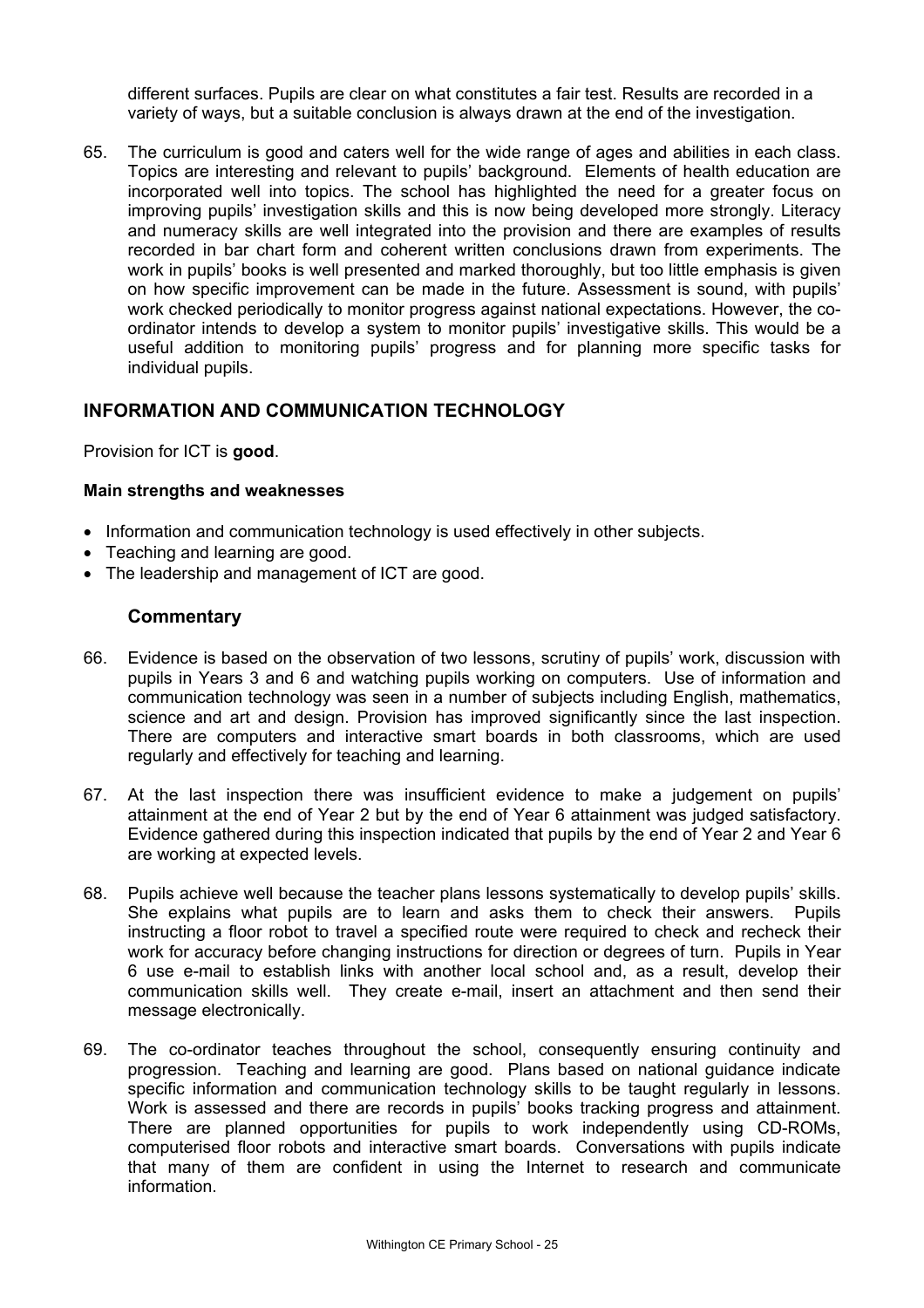different surfaces. Pupils are clear on what constitutes a fair test. Results are recorded in a variety of ways, but a suitable conclusion is always drawn at the end of the investigation.

65. The curriculum is good and caters well for the wide range of ages and abilities in each class. Topics are interesting and relevant to pupils' background. Elements of health education are incorporated well into topics. The school has highlighted the need for a greater focus on improving pupils' investigation skills and this is now being developed more strongly. Literacy and numeracy skills are well integrated into the provision and there are examples of results recorded in bar chart form and coherent written conclusions drawn from experiments. The work in pupils' books is well presented and marked thoroughly, but too little emphasis is given on how specific improvement can be made in the future. Assessment is sound, with pupils' work checked periodically to monitor progress against national expectations. However, the co-ordinator intends to develop a system to monitor pupils' investigative skills. This would be a useful addition to monitoring pupils' progress and for planning more specific tasks for individual pupils.

## INFORMATION AND COMMUNICATION TECHNOLOGY

Provision for ICT is **good**.

**Main strengths and weaknesses**

- Information and communication technology is used effectively in other subjects.
- Teaching and learning are good.
- The leadership and management of ICT are good.

### Commentary

66. Evidence is based on the observation of two lessons, scrutiny of pupils' work, discussion with pupils in Years 3 and 6 and watching pupils working on computers. Use of information and communication technology was seen in a number of subjects including English, mathematics, science and art and design. Provision has improved significantly since the last inspection. There are computers and interactive smart boards in both classrooms, which are used regularly and effectively for teaching and learning.

67. At the last inspection there was insufficient evidence to make a judgement on pupils' attainment at the end of Year 2 but by the end of Year 6 attainment was judged satisfactory. Evidence gathered during this inspection indicated that pupils by the end of Year 2 and Year 6 are working at expected levels.

68. Pupils achieve well because the teacher plans lessons systematically to develop pupils' skills. She explains what pupils are to learn and asks them to check their answers. Pupils instructing a floor robot to travel a specified route were required to check and recheck their work for accuracy before changing instructions for direction or degrees of turn. Pupils in Year 6 use e-mail to establish links with another local school and, as a result, develop their communication skills well. They create e-mail, insert an attachment and then send their message electronically.

69. The co-ordinator teaches throughout the school, consequently ensuring continuity and progression. Teaching and learning are good. Plans based on national guidance indicate specific information and communication technology skills to be taught regularly in lessons. Work is assessed and there are records in pupils' books tracking progress and attainment. There are planned opportunities for pupils to work independently using CD-ROMs, computerised floor robots and interactive smart boards. Conversations with pupils indicate that many of them are confident in using the Internet to research and communicate information.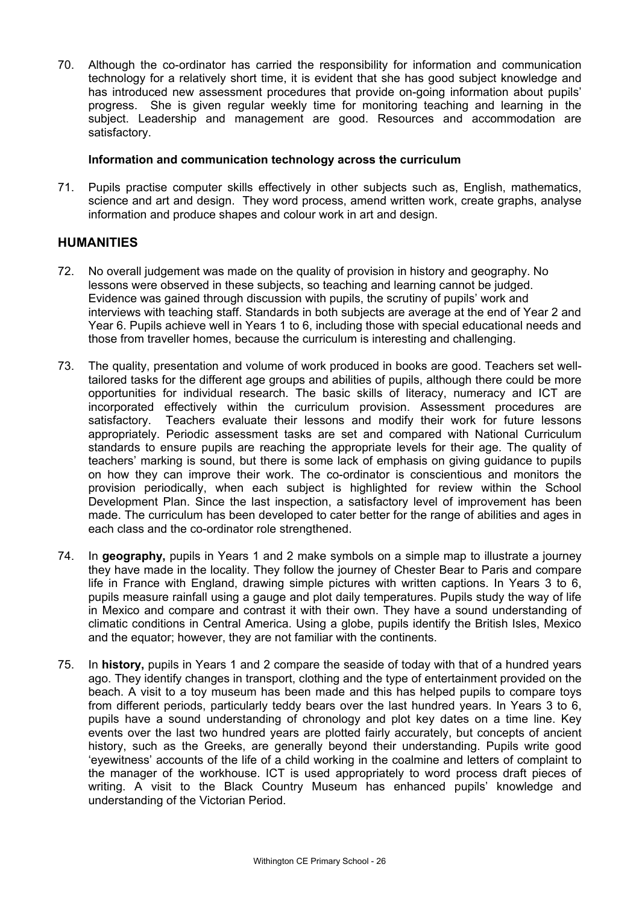70. Although the co-ordinator has carried the responsibility for information and communication technology for a relatively short time, it is evident that she has good subject knowledge and has introduced new assessment procedures that provide on-going information about pupils' progress. She is given regular weekly time for monitoring teaching and learning in the subject. Leadership and management are good. Resources and accommodation are satisfactory.

### Information and communication technology across the curriculum

71. Pupils practise computer skills effectively in other subjects such as, English, mathematics, science and art and design. They word process, amend written work, create graphs, analyse information and produce shapes and colour work in art and design.

## HUMANITIES

72. No overall judgement was made on the quality of provision in history and geography. No lessons were observed in these subjects, so teaching and learning cannot be judged. Evidence was gained through discussion with pupils, the scrutiny of pupils' work and interviews with teaching staff. Standards in both subjects are average at the end of Year 2 and Year 6. Pupils achieve well in Years 1 to 6, including those with special educational needs and those from traveller homes, because the curriculum is interesting and challenging.

73. The quality, presentation and volume of work produced in books are good. Teachers set well-tailored tasks for the different age groups and abilities of pupils, although there could be more opportunities for individual research. The basic skills of literacy, numeracy and ICT are incorporated effectively within the curriculum provision. Assessment procedures are satisfactory. Teachers evaluate their lessons and modify their work for future lessons appropriately. Periodic assessment tasks are set and compared with National Curriculum standards to ensure pupils are reaching the appropriate levels for their age. The quality of teachers' marking is sound, but there is some lack of emphasis on giving guidance to pupils on how they can improve their work. The co-ordinator is conscientious and monitors the provision periodically, when each subject is highlighted for review within the School Development Plan. Since the last inspection, a satisfactory level of improvement has been made. The curriculum has been developed to cater better for the range of abilities and ages in each class and the co-ordinator role strengthened.

74. In **geography,** pupils in Years 1 and 2 make symbols on a simple map to illustrate a journey they have made in the locality. They follow the journey of Chester Bear to Paris and compare life in France with England, drawing simple pictures with written captions. In Years 3 to 6, pupils measure rainfall using a gauge and plot daily temperatures. Pupils study the way of life in Mexico and compare and contrast it with their own. They have a sound understanding of climatic conditions in Central America. Using a globe, pupils identify the British Isles, Mexico and the equator; however, they are not familiar with the continents.

75. In **history,** pupils in Years 1 and 2 compare the seaside of today with that of a hundred years ago. They identify changes in transport, clothing and the type of entertainment provided on the beach. A visit to a toy museum has been made and this has helped pupils to compare toys from different periods, particularly teddy bears over the last hundred years. In Years 3 to 6, pupils have a sound understanding of chronology and plot key dates on a time line. Key events over the last two hundred years are plotted fairly accurately, but concepts of ancient history, such as the Greeks, are generally beyond their understanding. Pupils write good 'eyewitness' accounts of the life of a child working in the coalmine and letters of complaint to the manager of the workhouse. ICT is used appropriately to word process draft pieces of writing. A visit to the Black Country Museum has enhanced pupils' knowledge and understanding of the Victorian Period.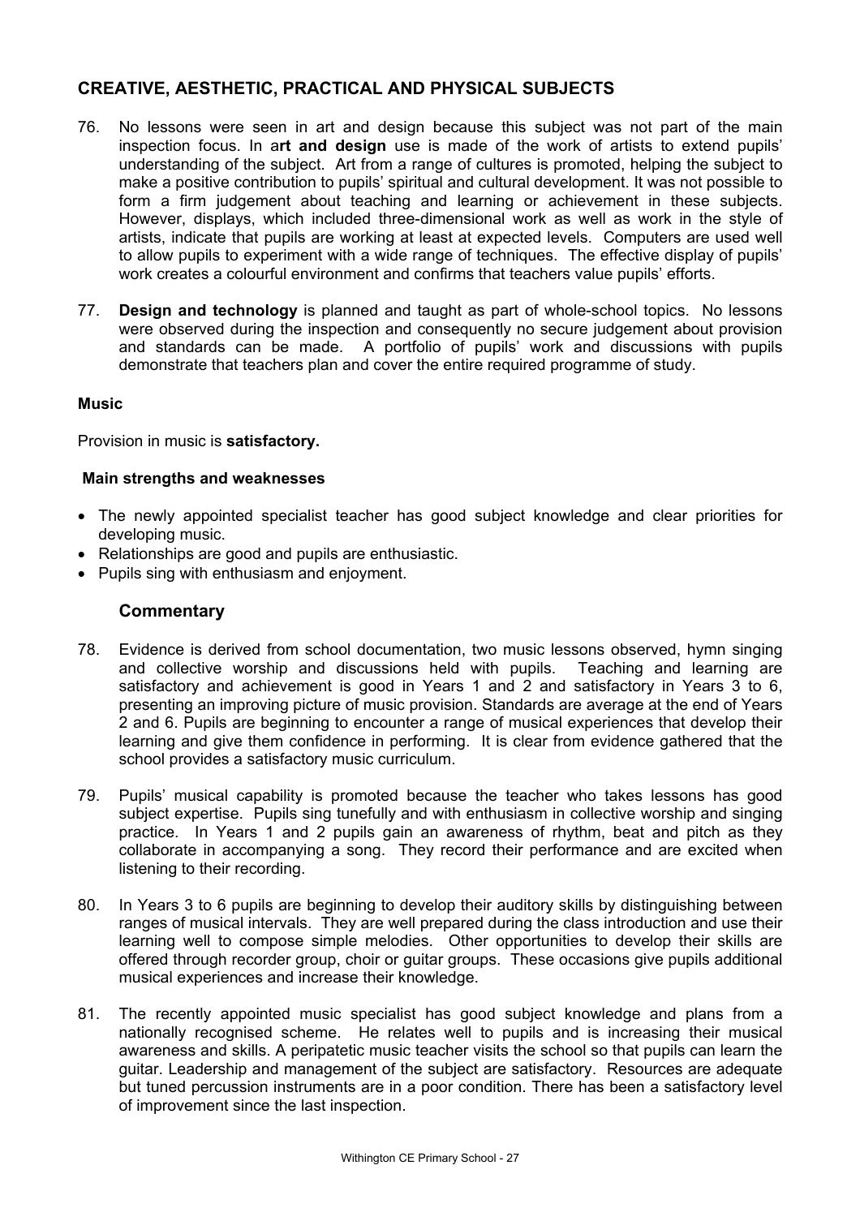## CREATIVE, AESTHETIC, PRACTICAL AND PHYSICAL SUBJECTS

76. No lessons were seen in art and design because this subject was not part of the main inspection focus. In a**rt and design** use is made of the work of artists to extend pupils' understanding of the subject. Art from a range of cultures is promoted, helping the subject to make a positive contribution to pupils' spiritual and cultural development. It was not possible to form a firm judgement about teaching and learning or achievement in these subjects. However, displays, which included three-dimensional work as well as work in the style of artists, indicate that pupils are working at least at expected levels. Computers are used well to allow pupils to experiment with a wide range of techniques. The effective display of pupils' work creates a colourful environment and confirms that teachers value pupils' efforts.

77. **Design and technology** is planned and taught as part of whole-school topics. No lessons were observed during the inspection and consequently no secure judgement about provision and standards can be made. A portfolio of pupils' work and discussions with pupils demonstrate that teachers plan and cover the entire required programme of study.

### Music

Provision in music is **satisfactory.**

#### Main strengths and weaknesses

- The newly appointed specialist teacher has good subject knowledge and clear priorities for developing music.
- Relationships are good and pupils are enthusiastic.
- Pupils sing with enthusiasm and enjoyment.

#### Commentary

78. Evidence is derived from school documentation, two music lessons observed, hymn singing and collective worship and discussions held with pupils. Teaching and learning are satisfactory and achievement is good in Years 1 and 2 and satisfactory in Years 3 to 6, presenting an improving picture of music provision. Standards are average at the end of Years 2 and 6. Pupils are beginning to encounter a range of musical experiences that develop their learning and give them confidence in performing. It is clear from evidence gathered that the school provides a satisfactory music curriculum.

79. Pupils' musical capability is promoted because the teacher who takes lessons has good subject expertise. Pupils sing tunefully and with enthusiasm in collective worship and singing practice. In Years 1 and 2 pupils gain an awareness of rhythm, beat and pitch as they collaborate in accompanying a song. They record their performance and are excited when listening to their recording.

80. In Years 3 to 6 pupils are beginning to develop their auditory skills by distinguishing between ranges of musical intervals. They are well prepared during the class introduction and use their learning well to compose simple melodies. Other opportunities to develop their skills are offered through recorder group, choir or guitar groups. These occasions give pupils additional musical experiences and increase their knowledge.

81. The recently appointed music specialist has good subject knowledge and plans from a nationally recognised scheme. He relates well to pupils and is increasing their musical awareness and skills. A peripatetic music teacher visits the school so that pupils can learn the guitar. Leadership and management of the subject are satisfactory. Resources are adequate but tuned percussion instruments are in a poor condition. There has been a satisfactory level of improvement since the last inspection.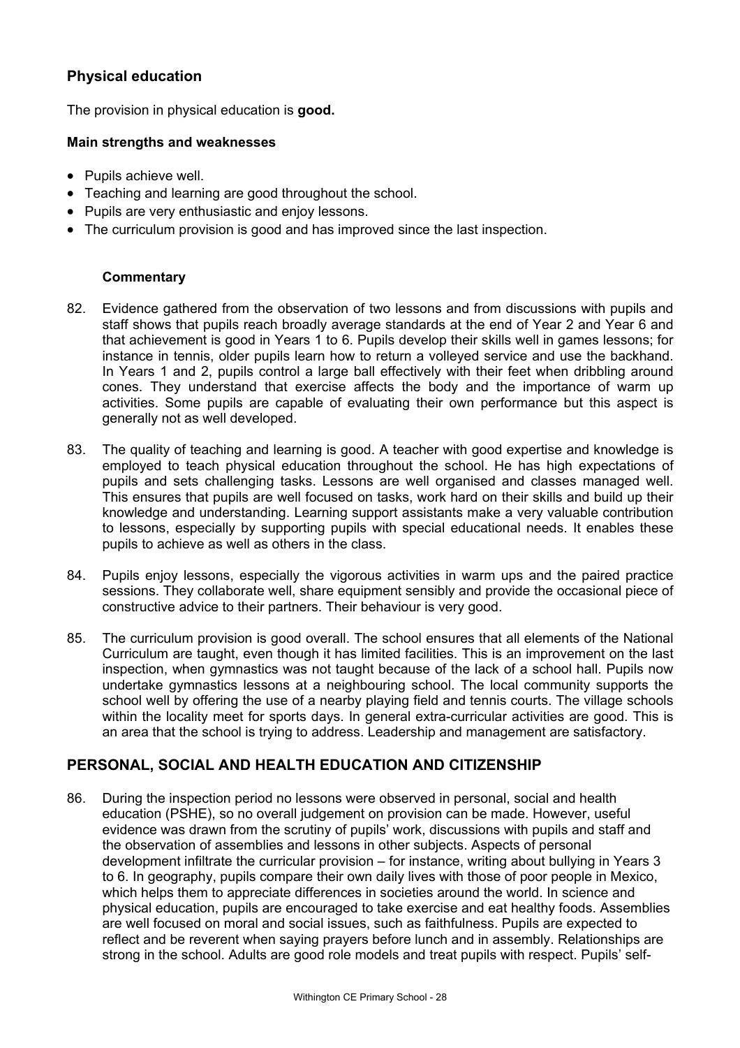## Physical education

The provision in physical education is **good.**

### Main strengths and weaknesses

- Pupils achieve well.
- Teaching and learning are good throughout the school.
- Pupils are very enthusiastic and enjoy lessons.
- The curriculum provision is good and has improved since the last inspection.

#### Commentary

82. Evidence gathered from the observation of two lessons and from discussions with pupils and staff shows that pupils reach broadly average standards at the end of Year 2 and Year 6 and that achievement is good in Years 1 to 6. Pupils develop their skills well in games lessons; for instance in tennis, older pupils learn how to return a volleyed service and use the backhand. In Years 1 and 2, pupils control a large ball effectively with their feet when dribbling around cones. They understand that exercise affects the body and the importance of warm up activities. Some pupils are capable of evaluating their own performance but this aspect is generally not as well developed.

83. The quality of teaching and learning is good. A teacher with good expertise and knowledge is employed to teach physical education throughout the school. He has high expectations of pupils and sets challenging tasks. Lessons are well organised and classes managed well. This ensures that pupils are well focused on tasks, work hard on their skills and build up their knowledge and understanding. Learning support assistants make a very valuable contribution to lessons, especially by supporting pupils with special educational needs. It enables these pupils to achieve as well as others in the class.

84. Pupils enjoy lessons, especially the vigorous activities in warm ups and the paired practice sessions. They collaborate well, share equipment sensibly and provide the occasional piece of constructive advice to their partners. Their behaviour is very good.

85. The curriculum provision is good overall. The school ensures that all elements of the National Curriculum are taught, even though it has limited facilities. This is an improvement on the last inspection, when gymnastics was not taught because of the lack of a school hall. Pupils now undertake gymnastics lessons at a neighbouring school. The local community supports the school well by offering the use of a nearby playing field and tennis courts. The village schools within the locality meet for sports days. In general extra-curricular activities are good. This is an area that the school is trying to address. Leadership and management are satisfactory.

## PERSONAL, SOCIAL AND HEALTH EDUCATION AND CITIZENSHIP

86. During the inspection period no lessons were observed in personal, social and health education (PSHE), so no overall judgement on provision can be made. However, useful evidence was drawn from the scrutiny of pupils' work, discussions with pupils and staff and the observation of assemblies and lessons in other subjects. Aspects of personal development infiltrate the curricular provision – for instance, writing about bullying in Years 3 to 6. In geography, pupils compare their own daily lives with those of poor people in Mexico, which helps them to appreciate differences in societies around the world. In science and physical education, pupils are encouraged to take exercise and eat healthy foods. Assemblies are well focused on moral and social issues, such as faithfulness. Pupils are expected to reflect and be reverent when saying prayers before lunch and in assembly. Relationships are strong in the school. Adults are good role models and treat pupils with respect. Pupils' self-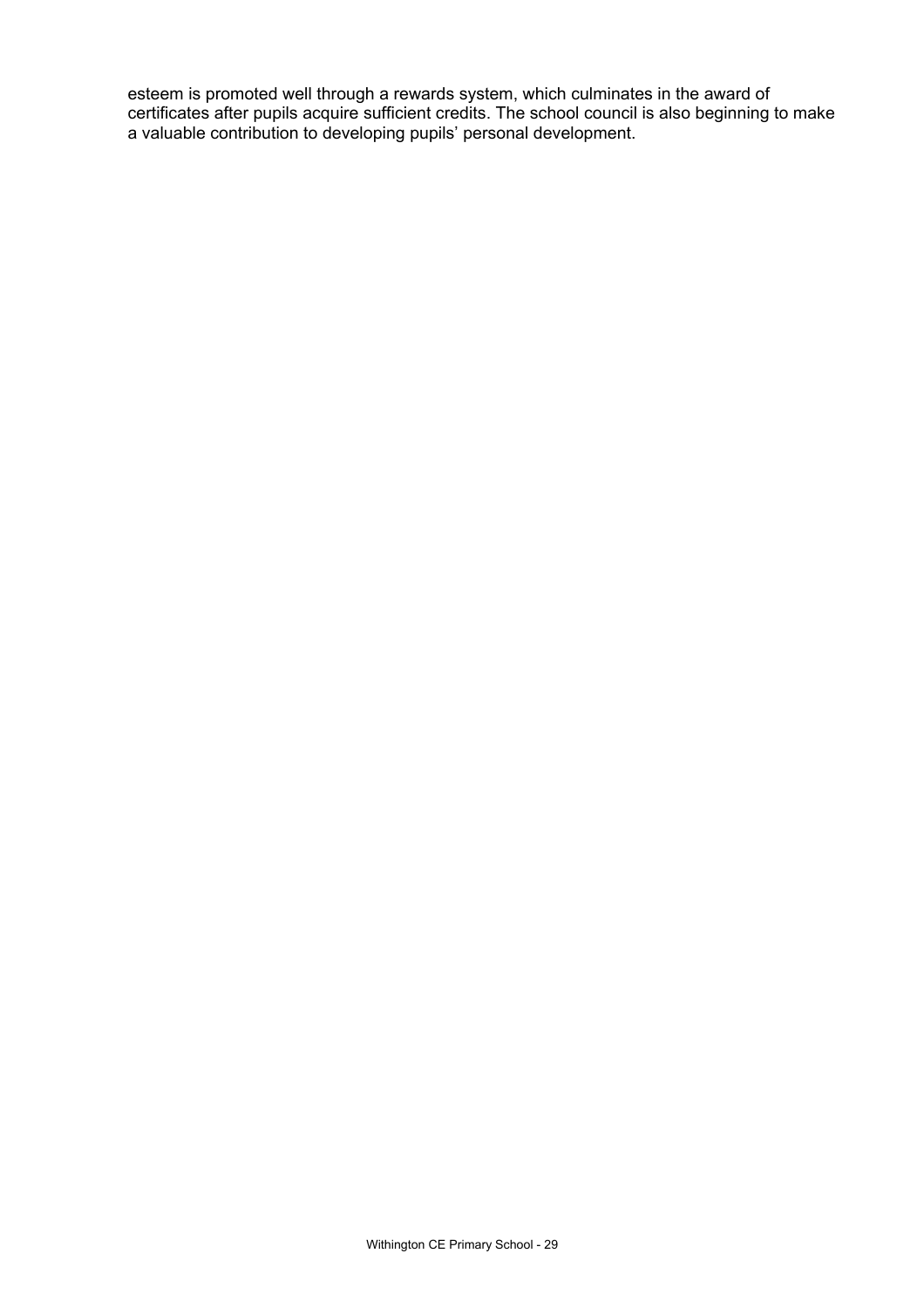esteem is promoted well through a rewards system, which culminates in the award of certificates after pupils acquire sufficient credits. The school council is also beginning to make a valuable contribution to developing pupils' personal development.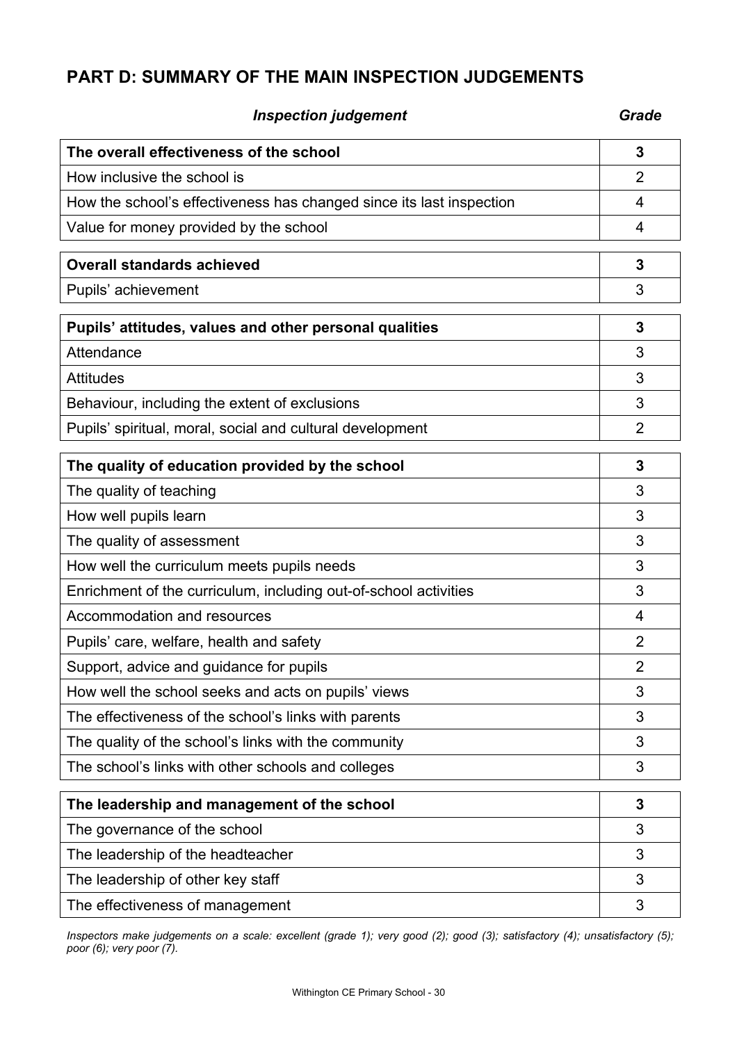## PART D: SUMMARY OF THE MAIN INSPECTION JUDGEMENTS

| *Inspection judgement* | *Grade* |
| --- | --- |
| **The overall effectiveness of the school** | **3** |
| How inclusive the school is | 2 |
| How the school's effectiveness has changed since its last inspection | 4 |
| Value for money provided by the school | 4 |
| **Overall standards achieved** | **3** |
| Pupils' achievement | 3 |
| **Pupils' attitudes, values and other personal qualities** | **3** |
| Attendance | 3 |
| Attitudes | 3 |
| Behaviour, including the extent of exclusions | 3 |
| Pupils' spiritual, moral, social and cultural development | 2 |
| **The quality of education provided by the school** | **3** |
| The quality of teaching | 3 |
| How well pupils learn | 3 |
| The quality of assessment | 3 |
| How well the curriculum meets pupils needs | 3 |
| Enrichment of the curriculum, including out-of-school activities | 3 |
| Accommodation and resources | 4 |
| Pupils' care, welfare, health and safety | 2 |
| Support, advice and guidance for pupils | 2 |
| How well the school seeks and acts on pupils' views | 3 |
| The effectiveness of the school's links with parents | 3 |
| The quality of the school's links with the community | 3 |
| The school's links with other schools and colleges | 3 |
| **The leadership and management of the school** | **3** |
| The governance of the school | 3 |
| The leadership of the headteacher | 3 |
| The leadership of other key staff | 3 |
| The effectiveness of management | 3 |

*Inspectors make judgements on a scale: excellent (grade 1); very good (2); good (3); satisfactory (4); unsatisfactory (5); poor (6); very poor (7).*